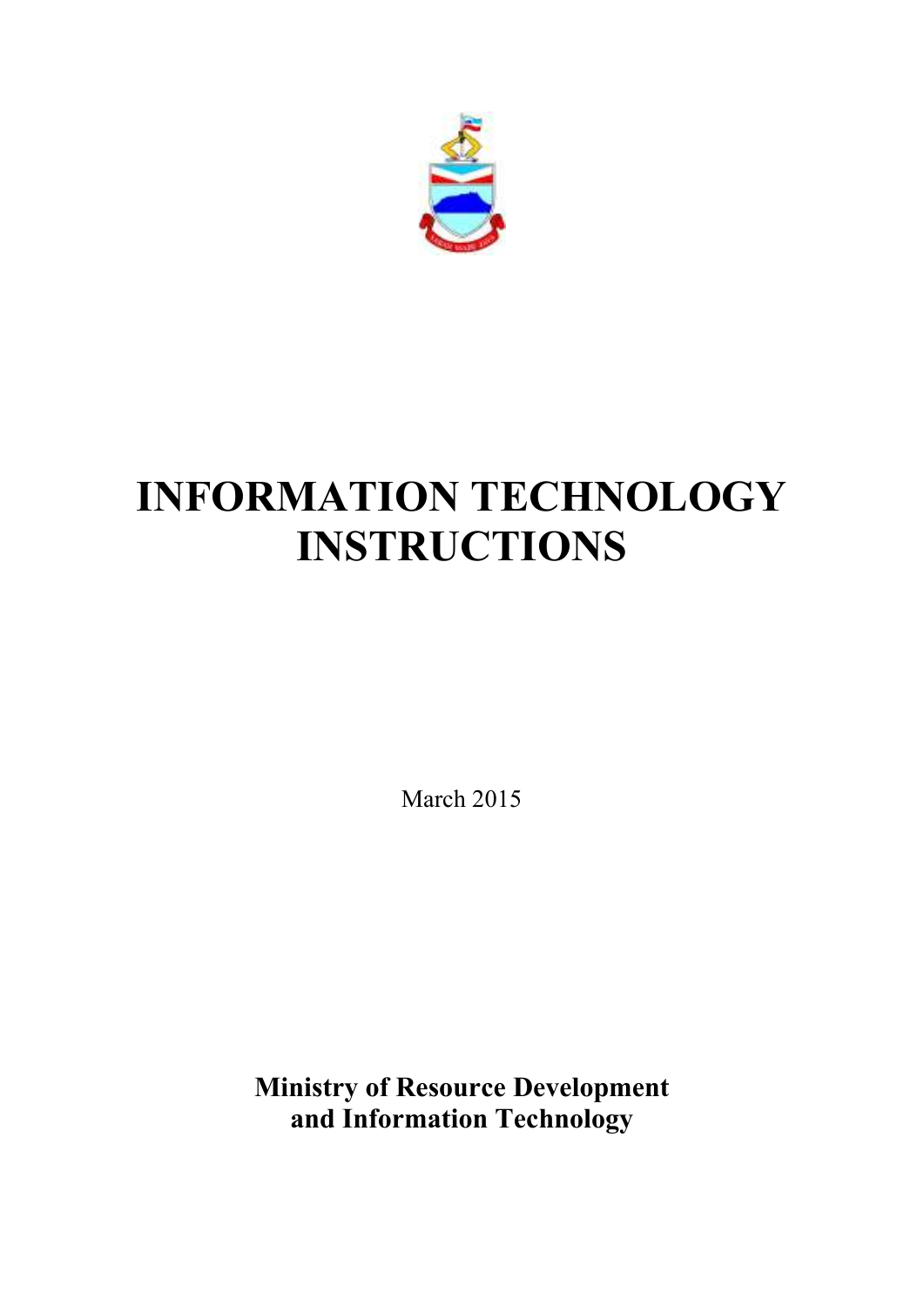# INFORMATION TECHNOLOGY INSTRUCTIONS

March 2015

**Ministry of Resource Development and Information Technology**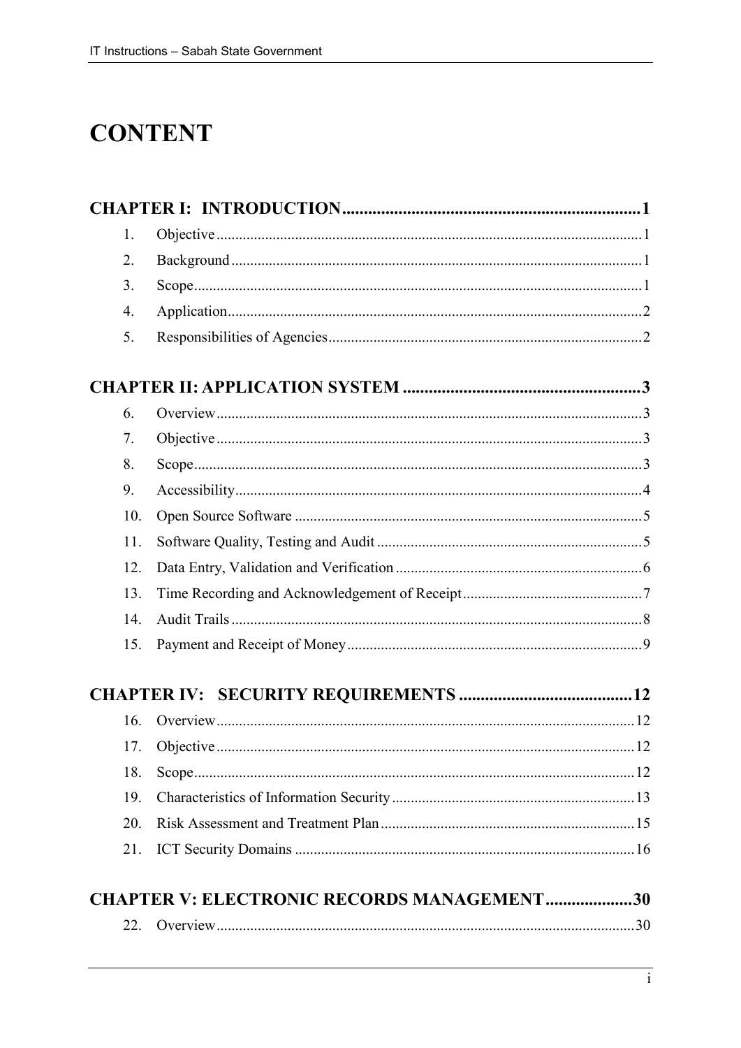# CONTENT

**CHAPTER I: INTRODUCTION ..... 1**

1. Objective ..... 1
2. Background ..... 1
3. Scope ..... 1
4. Application ..... 2
5. Responsibilities of Agencies ..... 2

**CHAPTER II: APPLICATION SYSTEM ..... 3**

6. Overview ..... 3
7. Objective ..... 3
8. Scope ..... 3
9. Accessibility ..... 4
10. Open Source Software ..... 5
11. Software Quality, Testing and Audit ..... 5
12. Data Entry, Validation and Verification ..... 6
13. Time Recording and Acknowledgement of Receipt ..... 7
14. Audit Trails ..... 8
15. Payment and Receipt of Money ..... 9

**CHAPTER IV: SECURITY REQUIREMENTS ..... 12**

16. Overview ..... 12
17. Objective ..... 12
18. Scope ..... 12
19. Characteristics of Information Security ..... 13
20. Risk Assessment and Treatment Plan ..... 15
21. ICT Security Domains ..... 16

**CHAPTER V: ELECTRONIC RECORDS MANAGEMENT ..... 30**

22. Overview ..... 30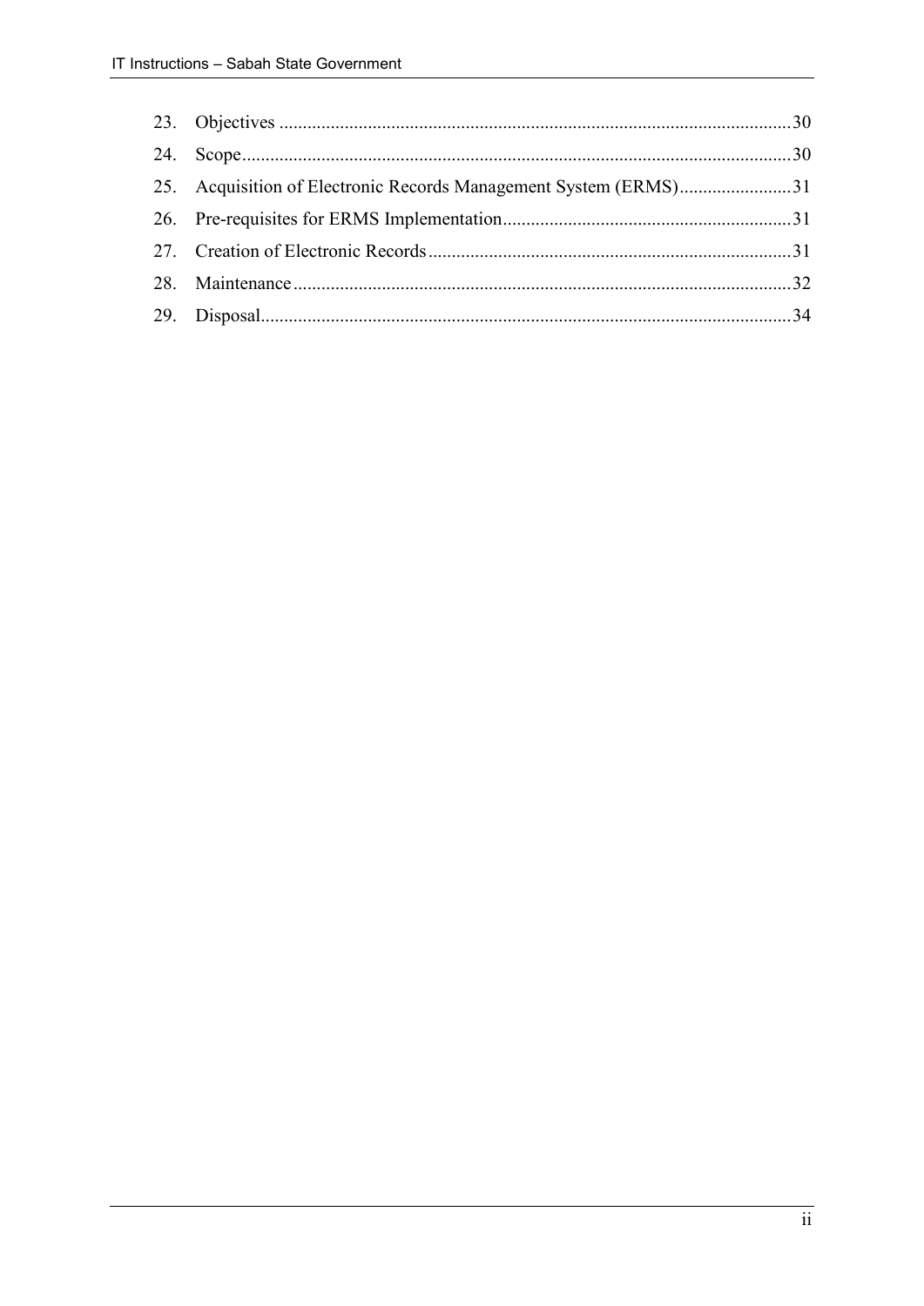23. Objectives ............................................................................................................30
24. Scope....................................................................................................................30
25. Acquisition of Electronic Records Management System (ERMS)........................31
26. Pre-requisites for ERMS Implementation.............................................................31
27. Creation of Electronic Records.............................................................................31
28. Maintenance.........................................................................................................32
29. Disposal................................................................................................................34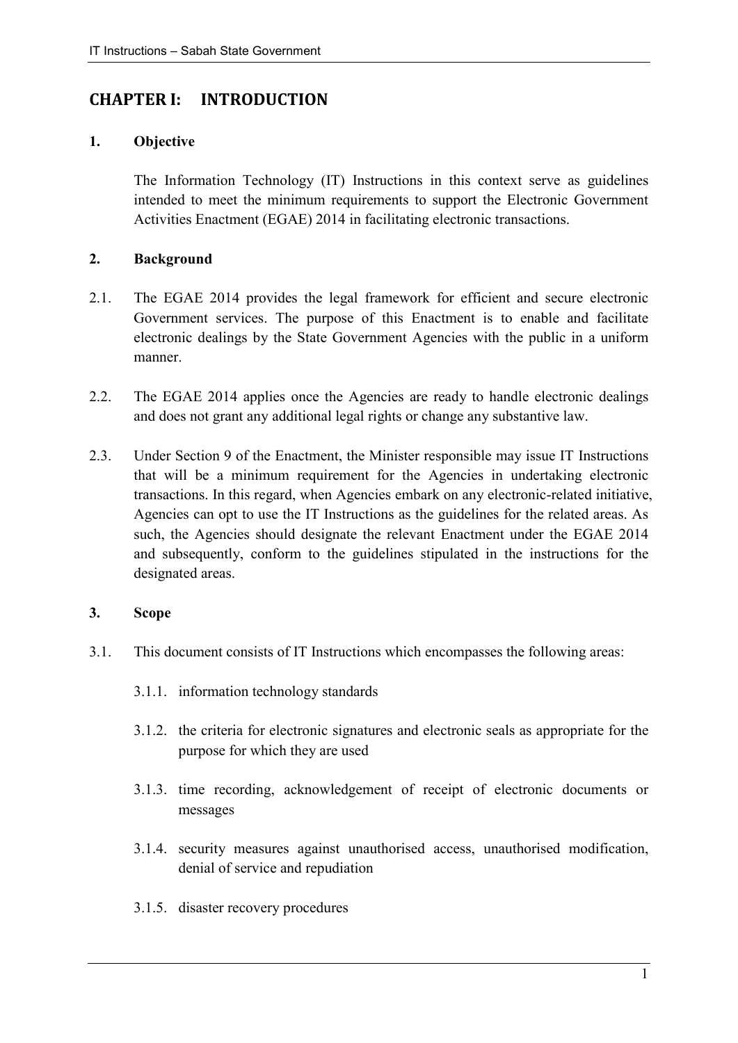# CHAPTER I: INTRODUCTION

## 1. Objective

The Information Technology (IT) Instructions in this context serve as guidelines intended to meet the minimum requirements to support the Electronic Government Activities Enactment (EGAE) 2014 in facilitating electronic transactions.

## 2. Background

2.1. The EGAE 2014 provides the legal framework for efficient and secure electronic Government services. The purpose of this Enactment is to enable and facilitate electronic dealings by the State Government Agencies with the public in a uniform manner.

2.2. The EGAE 2014 applies once the Agencies are ready to handle electronic dealings and does not grant any additional legal rights or change any substantive law.

2.3. Under Section 9 of the Enactment, the Minister responsible may issue IT Instructions that will be a minimum requirement for the Agencies in undertaking electronic transactions. In this regard, when Agencies embark on any electronic-related initiative, Agencies can opt to use the IT Instructions as the guidelines for the related areas. As such, the Agencies should designate the relevant Enactment under the EGAE 2014 and subsequently, conform to the guidelines stipulated in the instructions for the designated areas.

## 3. Scope

3.1. This document consists of IT Instructions which encompasses the following areas:

3.1.1. information technology standards

3.1.2. the criteria for electronic signatures and electronic seals as appropriate for the purpose for which they are used

3.1.3. time recording, acknowledgement of receipt of electronic documents or messages

3.1.4. security measures against unauthorised access, unauthorised modification, denial of service and repudiation

3.1.5. disaster recovery procedures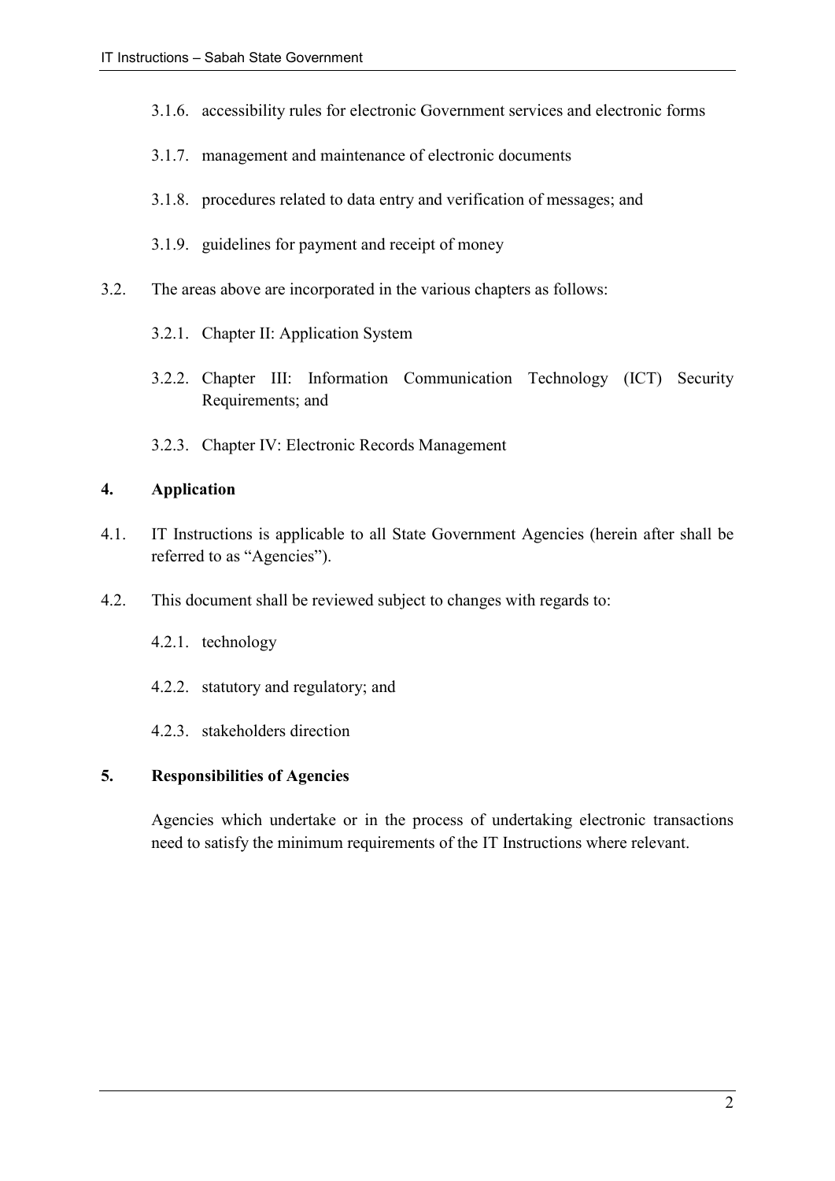3.1.6. accessibility rules for electronic Government services and electronic forms

3.1.7. management and maintenance of electronic documents

3.1.8. procedures related to data entry and verification of messages; and

3.1.9. guidelines for payment and receipt of money

3.2. The areas above are incorporated in the various chapters as follows:

3.2.1. Chapter II: Application System

3.2.2. Chapter III: Information Communication Technology (ICT) Security Requirements; and

3.2.3. Chapter IV: Electronic Records Management

## 4. Application

4.1. IT Instructions is applicable to all State Government Agencies (herein after shall be referred to as "Agencies").

4.2. This document shall be reviewed subject to changes with regards to:

4.2.1. technology

4.2.2. statutory and regulatory; and

4.2.3. stakeholders direction

## 5. Responsibilities of Agencies

Agencies which undertake or in the process of undertaking electronic transactions need to satisfy the minimum requirements of the IT Instructions where relevant.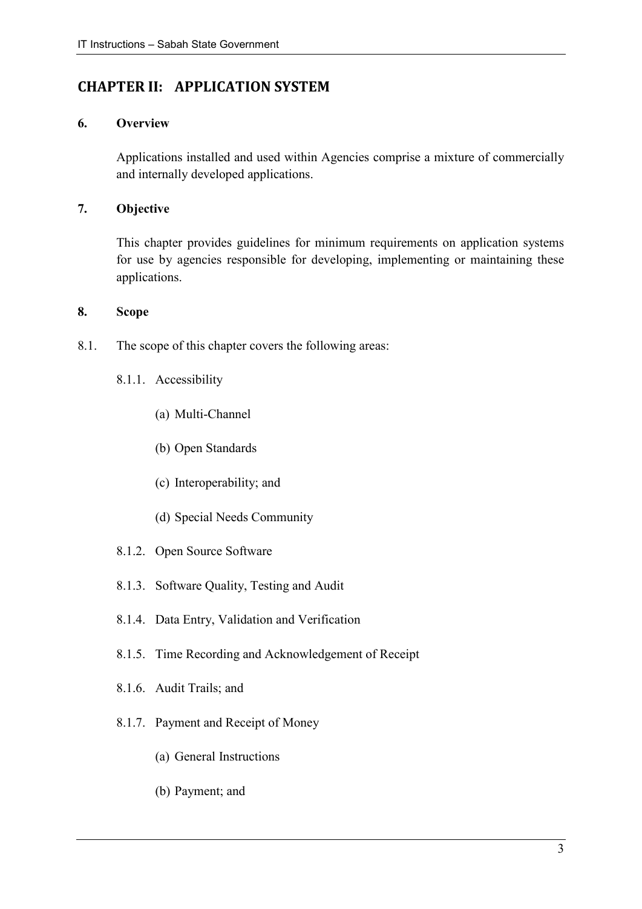# CHAPTER II: APPLICATION SYSTEM

## 6. Overview

Applications installed and used within Agencies comprise a mixture of commercially and internally developed applications.

## 7. Objective

This chapter provides guidelines for minimum requirements on application systems for use by agencies responsible for developing, implementing or maintaining these applications.

## 8. Scope

8.1. The scope of this chapter covers the following areas:

8.1.1. Accessibility

(a) Multi-Channel

(b) Open Standards

(c) Interoperability; and

(d) Special Needs Community

8.1.2. Open Source Software

8.1.3. Software Quality, Testing and Audit

8.1.4. Data Entry, Validation and Verification

8.1.5. Time Recording and Acknowledgement of Receipt

8.1.6. Audit Trails; and

8.1.7. Payment and Receipt of Money

(a) General Instructions

(b) Payment; and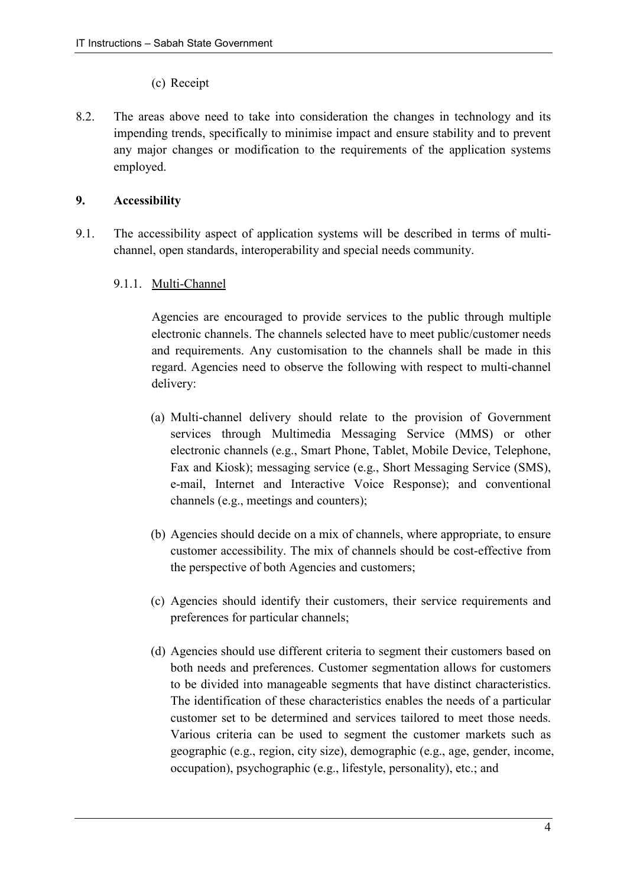(c) Receipt

8.2. The areas above need to take into consideration the changes in technology and its impending trends, specifically to minimise impact and ensure stability and to prevent any major changes or modification to the requirements of the application systems employed.

## 9. Accessibility

9.1. The accessibility aspect of application systems will be described in terms of multi-channel, open standards, interoperability and special needs community.

9.1.1. Multi-Channel

Agencies are encouraged to provide services to the public through multiple electronic channels. The channels selected have to meet public/customer needs and requirements. Any customisation to the channels shall be made in this regard. Agencies need to observe the following with respect to multi-channel delivery:

(a) Multi-channel delivery should relate to the provision of Government services through Multimedia Messaging Service (MMS) or other electronic channels (e.g., Smart Phone, Tablet, Mobile Device, Telephone, Fax and Kiosk); messaging service (e.g., Short Messaging Service (SMS), e-mail, Internet and Interactive Voice Response); and conventional channels (e.g., meetings and counters);

(b) Agencies should decide on a mix of channels, where appropriate, to ensure customer accessibility. The mix of channels should be cost-effective from the perspective of both Agencies and customers;

(c) Agencies should identify their customers, their service requirements and preferences for particular channels;

(d) Agencies should use different criteria to segment their customers based on both needs and preferences. Customer segmentation allows for customers to be divided into manageable segments that have distinct characteristics. The identification of these characteristics enables the needs of a particular customer set to be determined and services tailored to meet those needs. Various criteria can be used to segment the customer markets such as geographic (e.g., region, city size), demographic (e.g., age, gender, income, occupation), psychographic (e.g., lifestyle, personality), etc.; and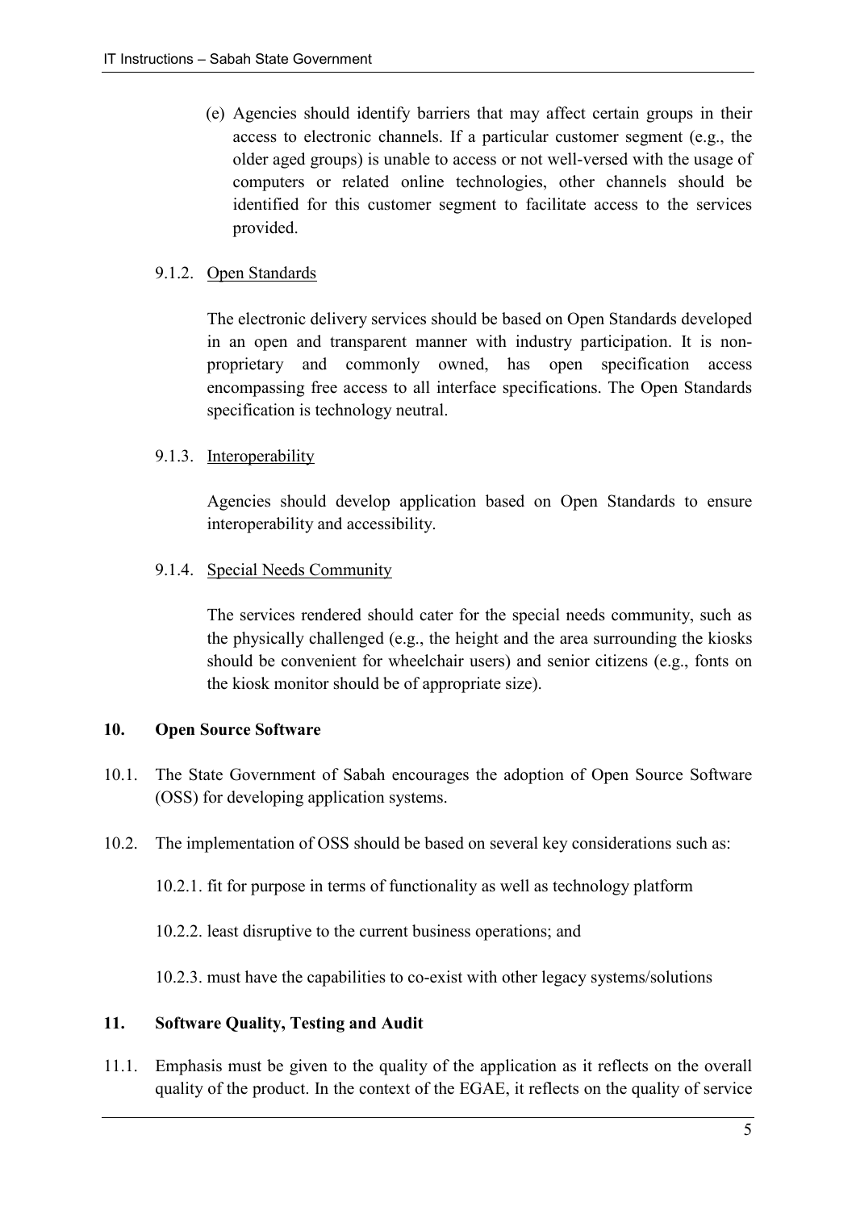(e) Agencies should identify barriers that may affect certain groups in their access to electronic channels. If a particular customer segment (e.g., the older aged groups) is unable to access or not well-versed with the usage of computers or related online technologies, other channels should be identified for this customer segment to facilitate access to the services provided.

9.1.2. Open Standards

The electronic delivery services should be based on Open Standards developed in an open and transparent manner with industry participation. It is non-proprietary and commonly owned, has open specification access encompassing free access to all interface specifications. The Open Standards specification is technology neutral.

9.1.3. Interoperability

Agencies should develop application based on Open Standards to ensure interoperability and accessibility.

9.1.4. Special Needs Community

The services rendered should cater for the special needs community, such as the physically challenged (e.g., the height and the area surrounding the kiosks should be convenient for wheelchair users) and senior citizens (e.g., fonts on the kiosk monitor should be of appropriate size).

## 10. Open Source Software

10.1. The State Government of Sabah encourages the adoption of Open Source Software (OSS) for developing application systems.

10.2. The implementation of OSS should be based on several key considerations such as:

10.2.1. fit for purpose in terms of functionality as well as technology platform

10.2.2. least disruptive to the current business operations; and

10.2.3. must have the capabilities to co-exist with other legacy systems/solutions

## 11. Software Quality, Testing and Audit

11.1. Emphasis must be given to the quality of the application as it reflects on the overall quality of the product. In the context of the EGAE, it reflects on the quality of service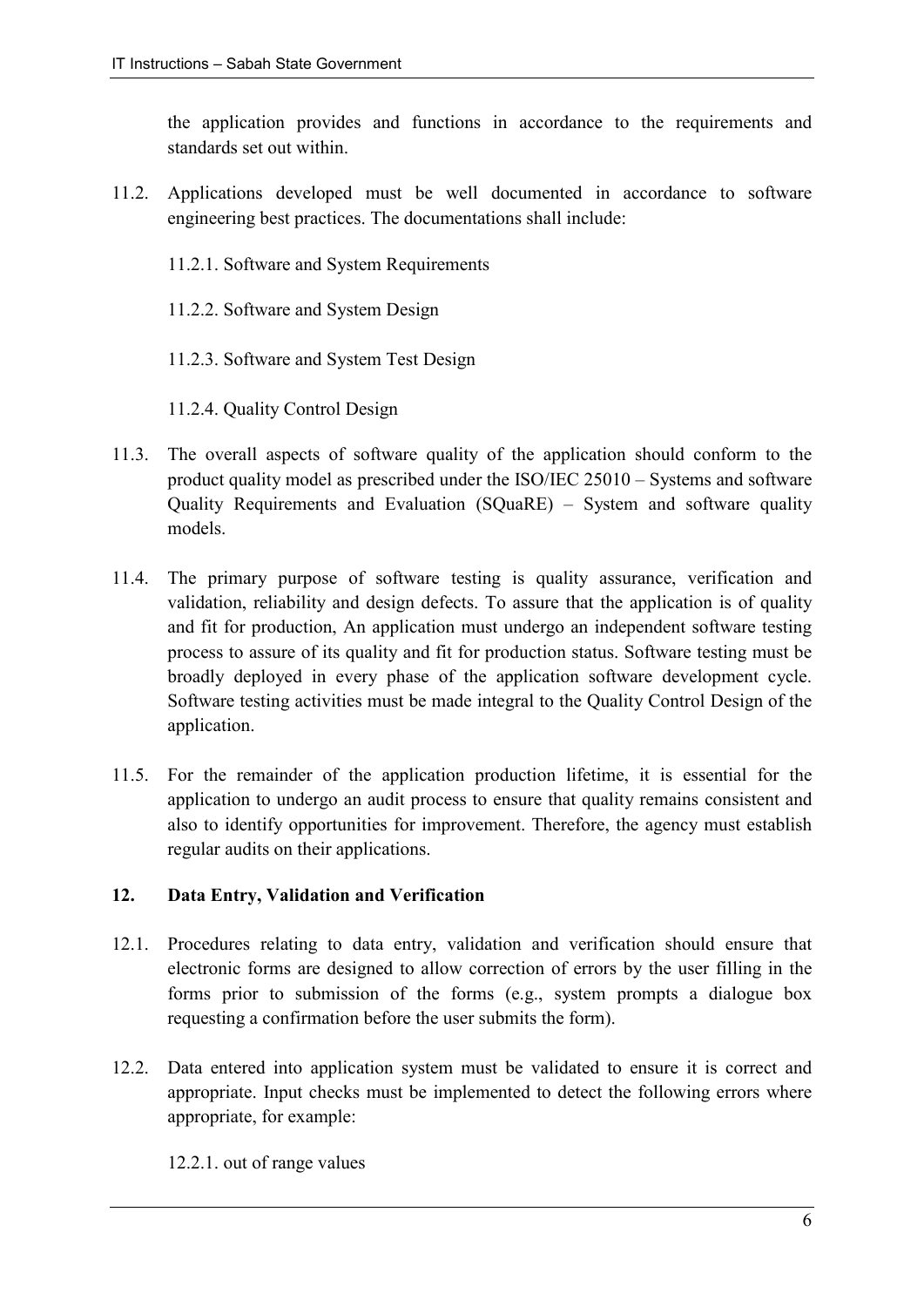the application provides and functions in accordance to the requirements and standards set out within.

11.2. Applications developed must be well documented in accordance to software engineering best practices. The documentations shall include:

11.2.1. Software and System Requirements

11.2.2. Software and System Design

11.2.3. Software and System Test Design

11.2.4. Quality Control Design

11.3. The overall aspects of software quality of the application should conform to the product quality model as prescribed under the ISO/IEC 25010 – Systems and software Quality Requirements and Evaluation (SQuaRE) – System and software quality models.

11.4. The primary purpose of software testing is quality assurance, verification and validation, reliability and design defects. To assure that the application is of quality and fit for production, An application must undergo an independent software testing process to assure of its quality and fit for production status. Software testing must be broadly deployed in every phase of the application software development cycle. Software testing activities must be made integral to the Quality Control Design of the application.

11.5. For the remainder of the application production lifetime, it is essential for the application to undergo an audit process to ensure that quality remains consistent and also to identify opportunities for improvement. Therefore, the agency must establish regular audits on their applications.

## 12. Data Entry, Validation and Verification

12.1. Procedures relating to data entry, validation and verification should ensure that electronic forms are designed to allow correction of errors by the user filling in the forms prior to submission of the forms (e.g., system prompts a dialogue box requesting a confirmation before the user submits the form).

12.2. Data entered into application system must be validated to ensure it is correct and appropriate. Input checks must be implemented to detect the following errors where appropriate, for example:

12.2.1. out of range values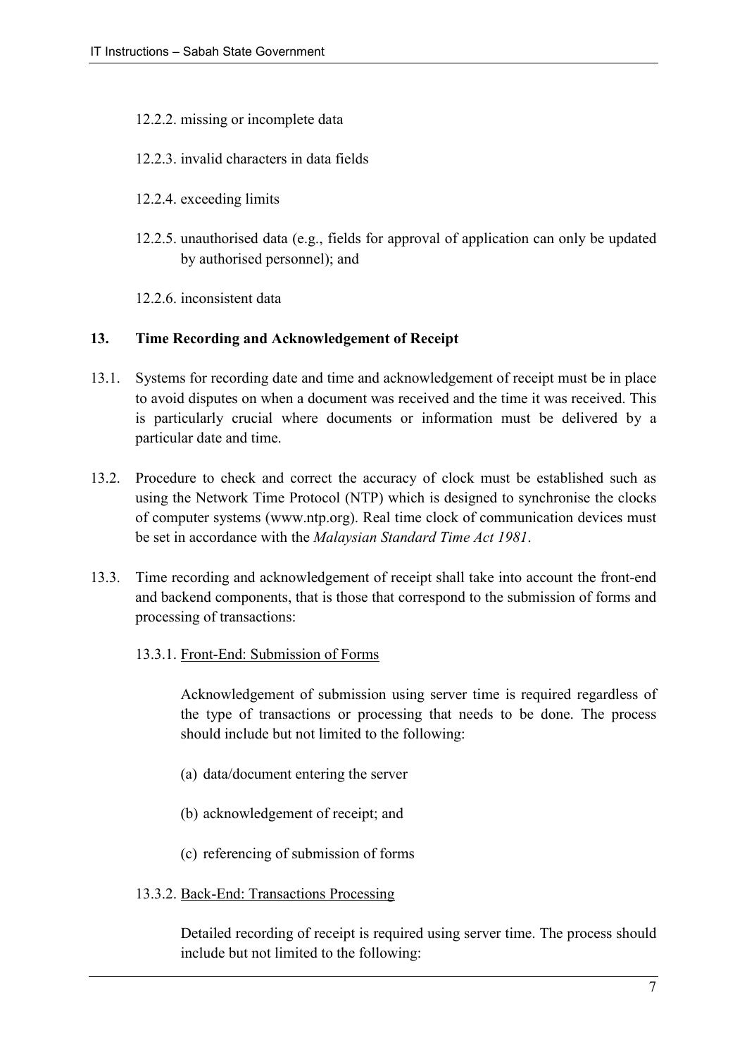12.2.2. missing or incomplete data

12.2.3. invalid characters in data fields

12.2.4. exceeding limits

12.2.5. unauthorised data (e.g., fields for approval of application can only be updated by authorised personnel); and

12.2.6. inconsistent data

## 13. Time Recording and Acknowledgement of Receipt

13.1. Systems for recording date and time and acknowledgement of receipt must be in place to avoid disputes on when a document was received and the time it was received. This is particularly crucial where documents or information must be delivered by a particular date and time.

13.2. Procedure to check and correct the accuracy of clock must be established such as using the Network Time Protocol (NTP) which is designed to synchronise the clocks of computer systems (www.ntp.org). Real time clock of communication devices must be set in accordance with the *Malaysian Standard Time Act 1981*.

13.3. Time recording and acknowledgement of receipt shall take into account the front-end and backend components, that is those that correspond to the submission of forms and processing of transactions:

13.3.1. <u>Front-End: Submission of Forms</u>

Acknowledgement of submission using server time is required regardless of the type of transactions or processing that needs to be done. The process should include but not limited to the following:

(a) data/document entering the server

(b) acknowledgement of receipt; and

(c) referencing of submission of forms

13.3.2. <u>Back-End: Transactions Processing</u>

Detailed recording of receipt is required using server time. The process should include but not limited to the following: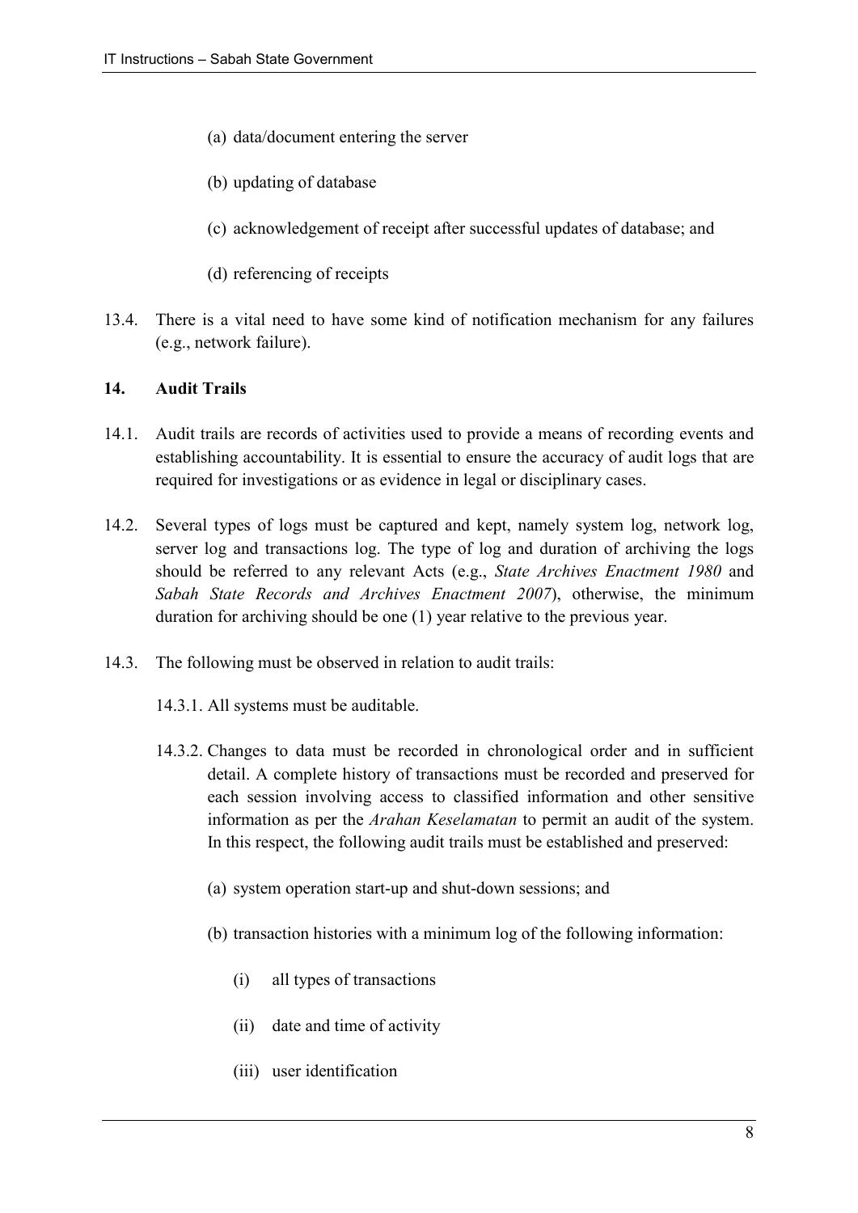(a) data/document entering the server

(b) updating of database

(c) acknowledgement of receipt after successful updates of database; and

(d) referencing of receipts

13.4. There is a vital need to have some kind of notification mechanism for any failures (e.g., network failure).

## 14. Audit Trails

14.1. Audit trails are records of activities used to provide a means of recording events and establishing accountability. It is essential to ensure the accuracy of audit logs that are required for investigations or as evidence in legal or disciplinary cases.

14.2. Several types of logs must be captured and kept, namely system log, network log, server log and transactions log. The type of log and duration of archiving the logs should be referred to any relevant Acts (e.g., *State Archives Enactment 1980* and *Sabah State Records and Archives Enactment 2007*), otherwise, the minimum duration for archiving should be one (1) year relative to the previous year.

14.3. The following must be observed in relation to audit trails:

14.3.1. All systems must be auditable.

14.3.2. Changes to data must be recorded in chronological order and in sufficient detail. A complete history of transactions must be recorded and preserved for each session involving access to classified information and other sensitive information as per the *Arahan Keselamatan* to permit an audit of the system. In this respect, the following audit trails must be established and preserved:

(a) system operation start-up and shut-down sessions; and

(b) transaction histories with a minimum log of the following information:

(i) all types of transactions

(ii) date and time of activity

(iii) user identification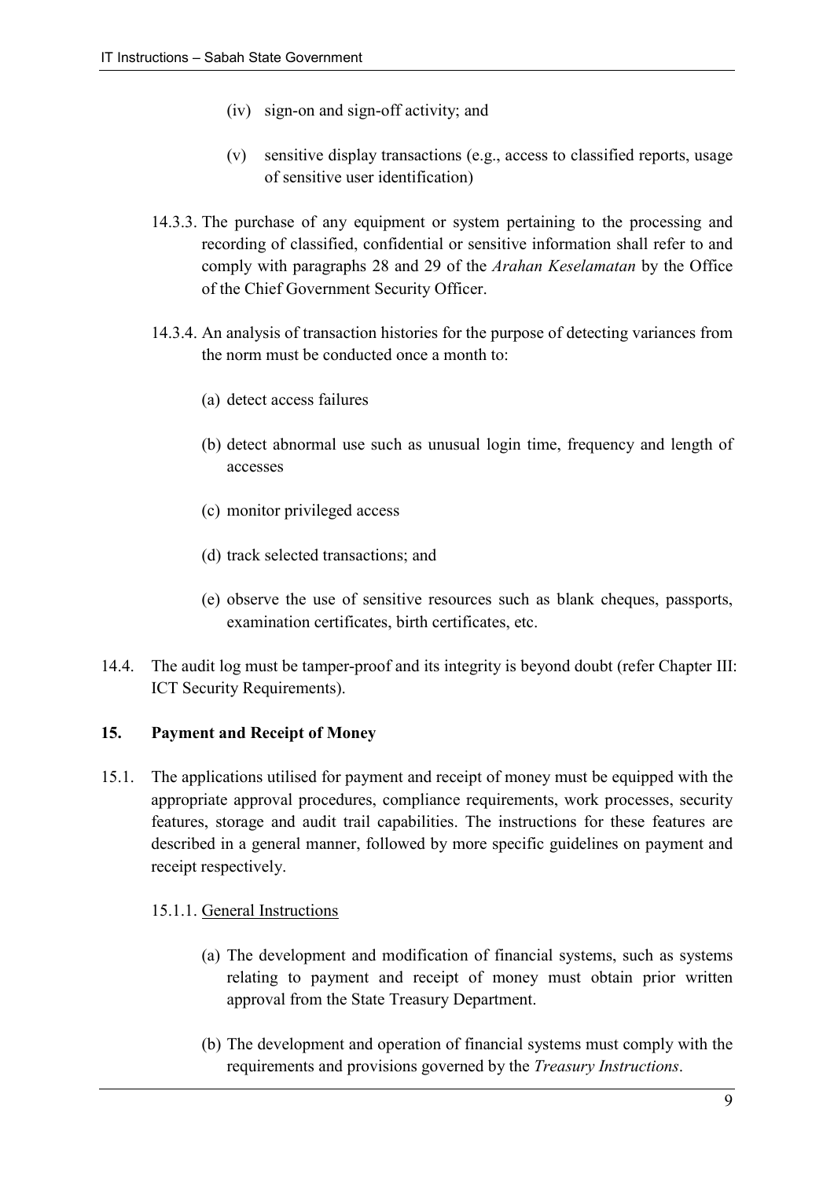(iv) sign-on and sign-off activity; and

(v) sensitive display transactions (e.g., access to classified reports, usage of sensitive user identification)

14.3.3. The purchase of any equipment or system pertaining to the processing and recording of classified, confidential or sensitive information shall refer to and comply with paragraphs 28 and 29 of the *Arahan Keselamatan* by the Office of the Chief Government Security Officer.

14.3.4. An analysis of transaction histories for the purpose of detecting variances from the norm must be conducted once a month to:

(a) detect access failures

(b) detect abnormal use such as unusual login time, frequency and length of accesses

(c) monitor privileged access

(d) track selected transactions; and

(e) observe the use of sensitive resources such as blank cheques, passports, examination certificates, birth certificates, etc.

14.4. The audit log must be tamper-proof and its integrity is beyond doubt (refer Chapter III: ICT Security Requirements).

## 15. Payment and Receipt of Money

15.1. The applications utilised for payment and receipt of money must be equipped with the appropriate approval procedures, compliance requirements, work processes, security features, storage and audit trail capabilities. The instructions for these features are described in a general manner, followed by more specific guidelines on payment and receipt respectively.

15.1.1. <u>General Instructions</u>

(a) The development and modification of financial systems, such as systems relating to payment and receipt of money must obtain prior written approval from the State Treasury Department.

(b) The development and operation of financial systems must comply with the requirements and provisions governed by the *Treasury Instructions*.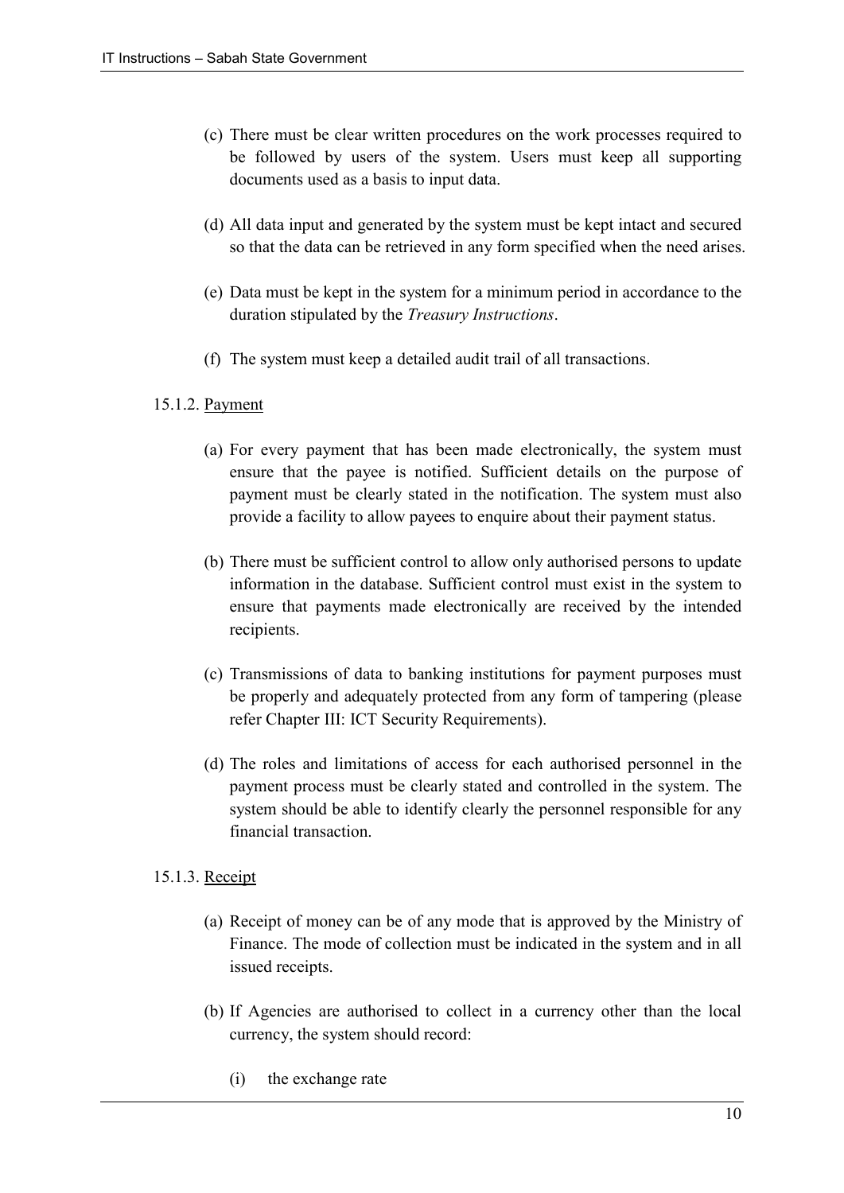(c) There must be clear written procedures on the work processes required to be followed by users of the system. Users must keep all supporting documents used as a basis to input data.

(d) All data input and generated by the system must be kept intact and secured so that the data can be retrieved in any form specified when the need arises.

(e) Data must be kept in the system for a minimum period in accordance to the duration stipulated by the *Treasury Instructions*.

(f) The system must keep a detailed audit trail of all transactions.

15.1.2. Payment

(a) For every payment that has been made electronically, the system must ensure that the payee is notified. Sufficient details on the purpose of payment must be clearly stated in the notification. The system must also provide a facility to allow payees to enquire about their payment status.

(b) There must be sufficient control to allow only authorised persons to update information in the database. Sufficient control must exist in the system to ensure that payments made electronically are received by the intended recipients.

(c) Transmissions of data to banking institutions for payment purposes must be properly and adequately protected from any form of tampering (please refer Chapter III: ICT Security Requirements).

(d) The roles and limitations of access for each authorised personnel in the payment process must be clearly stated and controlled in the system. The system should be able to identify clearly the personnel responsible for any financial transaction.

15.1.3. Receipt

(a) Receipt of money can be of any mode that is approved by the Ministry of Finance. The mode of collection must be indicated in the system and in all issued receipts.

(b) If Agencies are authorised to collect in a currency other than the local currency, the system should record:

(i) the exchange rate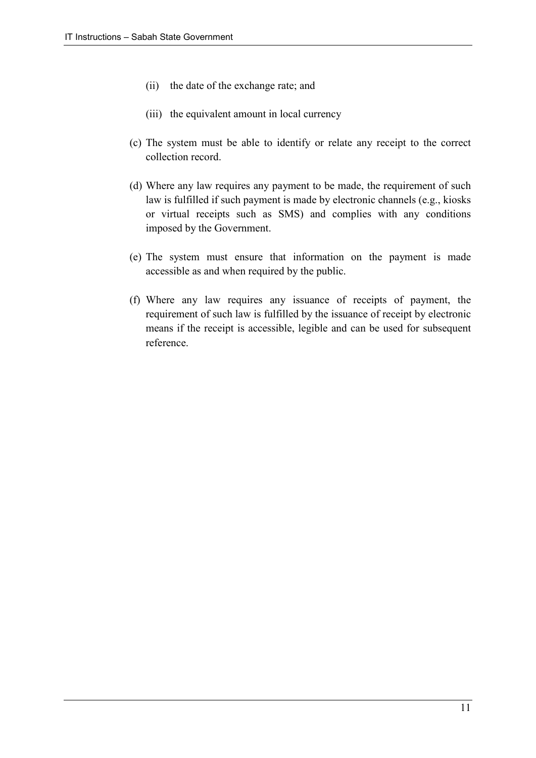(ii) the date of the exchange rate; and

   (iii) the equivalent amount in local currency

(c) The system must be able to identify or relate any receipt to the correct collection record.

(d) Where any law requires any payment to be made, the requirement of such law is fulfilled if such payment is made by electronic channels (e.g., kiosks or virtual receipts such as SMS) and complies with any conditions imposed by the Government.

(e) The system must ensure that information on the payment is made accessible as and when required by the public.

(f) Where any law requires any issuance of receipts of payment, the requirement of such law is fulfilled by the issuance of receipt by electronic means if the receipt is accessible, legible and can be used for subsequent reference.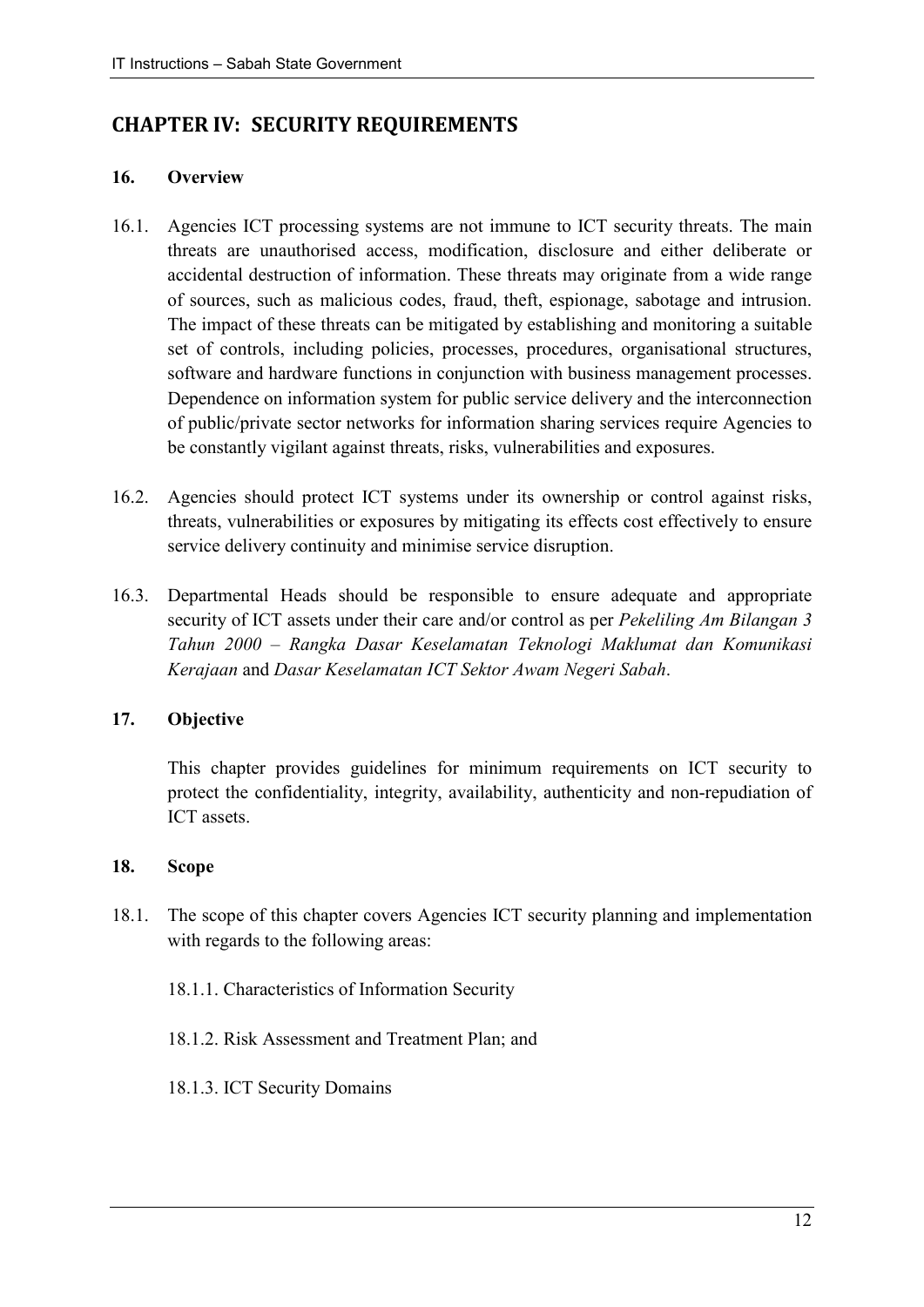## CHAPTER IV: SECURITY REQUIREMENTS

### 16. Overview

16.1. Agencies ICT processing systems are not immune to ICT security threats. The main threats are unauthorised access, modification, disclosure and either deliberate or accidental destruction of information. These threats may originate from a wide range of sources, such as malicious codes, fraud, theft, espionage, sabotage and intrusion. The impact of these threats can be mitigated by establishing and monitoring a suitable set of controls, including policies, processes, procedures, organisational structures, software and hardware functions in conjunction with business management processes. Dependence on information system for public service delivery and the interconnection of public/private sector networks for information sharing services require Agencies to be constantly vigilant against threats, risks, vulnerabilities and exposures.

16.2. Agencies should protect ICT systems under its ownership or control against risks, threats, vulnerabilities or exposures by mitigating its effects cost effectively to ensure service delivery continuity and minimise service disruption.

16.3. Departmental Heads should be responsible to ensure adequate and appropriate security of ICT assets under their care and/or control as per *Pekeliling Am Bilangan 3 Tahun 2000 – Rangka Dasar Keselamatan Teknologi Maklumat dan Komunikasi Kerajaan* and *Dasar Keselamatan ICT Sektor Awam Negeri Sabah*.

### 17. Objective

This chapter provides guidelines for minimum requirements on ICT security to protect the confidentiality, integrity, availability, authenticity and non-repudiation of ICT assets.

### 18. Scope

18.1. The scope of this chapter covers Agencies ICT security planning and implementation with regards to the following areas:

18.1.1. Characteristics of Information Security

18.1.2. Risk Assessment and Treatment Plan; and

18.1.3. ICT Security Domains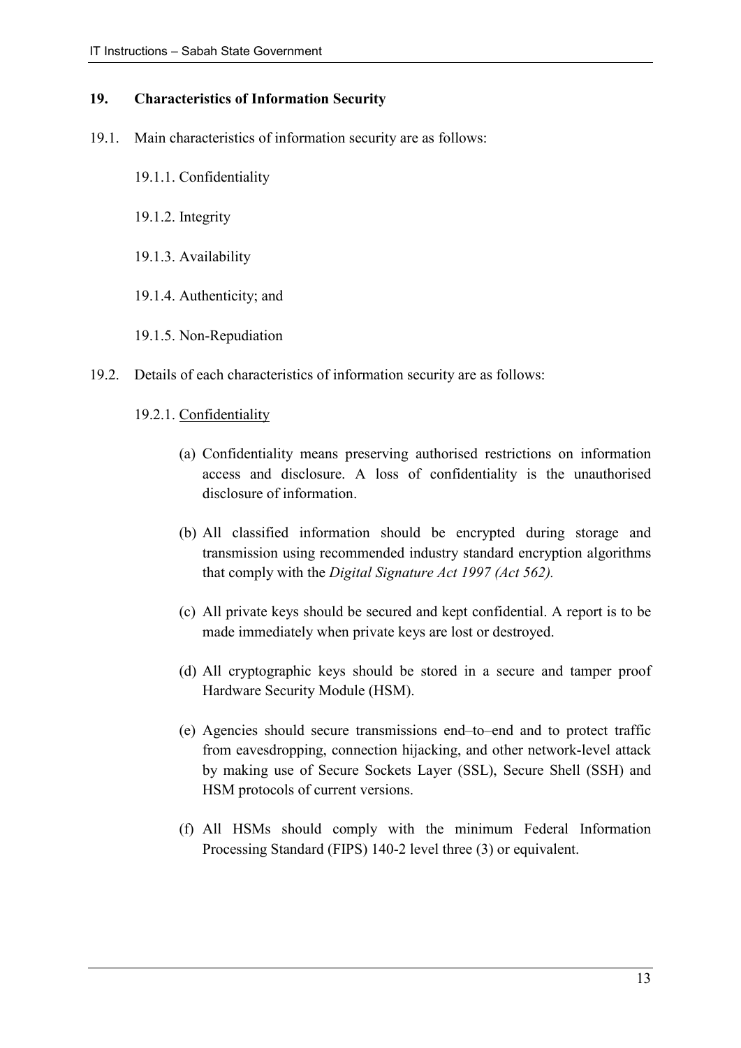## 19. Characteristics of Information Security

19.1. Main characteristics of information security are as follows:

19.1.1. Confidentiality

19.1.2. Integrity

19.1.3. Availability

19.1.4. Authenticity; and

19.1.5. Non-Repudiation

19.2. Details of each characteristics of information security are as follows:

19.2.1. Confidentiality

(a) Confidentiality means preserving authorised restrictions on information access and disclosure. A loss of confidentiality is the unauthorised disclosure of information.

(b) All classified information should be encrypted during storage and transmission using recommended industry standard encryption algorithms that comply with the *Digital Signature Act 1997 (Act 562).*

(c) All private keys should be secured and kept confidential. A report is to be made immediately when private keys are lost or destroyed.

(d) All cryptographic keys should be stored in a secure and tamper proof Hardware Security Module (HSM).

(e) Agencies should secure transmissions end–to–end and to protect traffic from eavesdropping, connection hijacking, and other network-level attack by making use of Secure Sockets Layer (SSL), Secure Shell (SSH) and HSM protocols of current versions.

(f) All HSMs should comply with the minimum Federal Information Processing Standard (FIPS) 140-2 level three (3) or equivalent.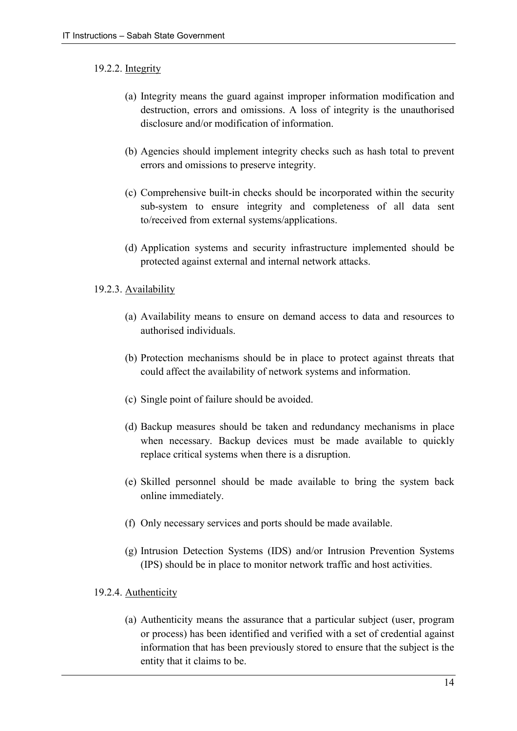#### 19.2.2. Integrity

(a) Integrity means the guard against improper information modification and destruction, errors and omissions. A loss of integrity is the unauthorised disclosure and/or modification of information.

(b) Agencies should implement integrity checks such as hash total to prevent errors and omissions to preserve integrity.

(c) Comprehensive built-in checks should be incorporated within the security sub-system to ensure integrity and completeness of all data sent to/received from external systems/applications.

(d) Application systems and security infrastructure implemented should be protected against external and internal network attacks.

#### 19.2.3. Availability

(a) Availability means to ensure on demand access to data and resources to authorised individuals.

(b) Protection mechanisms should be in place to protect against threats that could affect the availability of network systems and information.

(c) Single point of failure should be avoided.

(d) Backup measures should be taken and redundancy mechanisms in place when necessary. Backup devices must be made available to quickly replace critical systems when there is a disruption.

(e) Skilled personnel should be made available to bring the system back online immediately.

(f) Only necessary services and ports should be made available.

(g) Intrusion Detection Systems (IDS) and/or Intrusion Prevention Systems (IPS) should be in place to monitor network traffic and host activities.

#### 19.2.4. Authenticity

(a) Authenticity means the assurance that a particular subject (user, program or process) has been identified and verified with a set of credential against information that has been previously stored to ensure that the subject is the entity that it claims to be.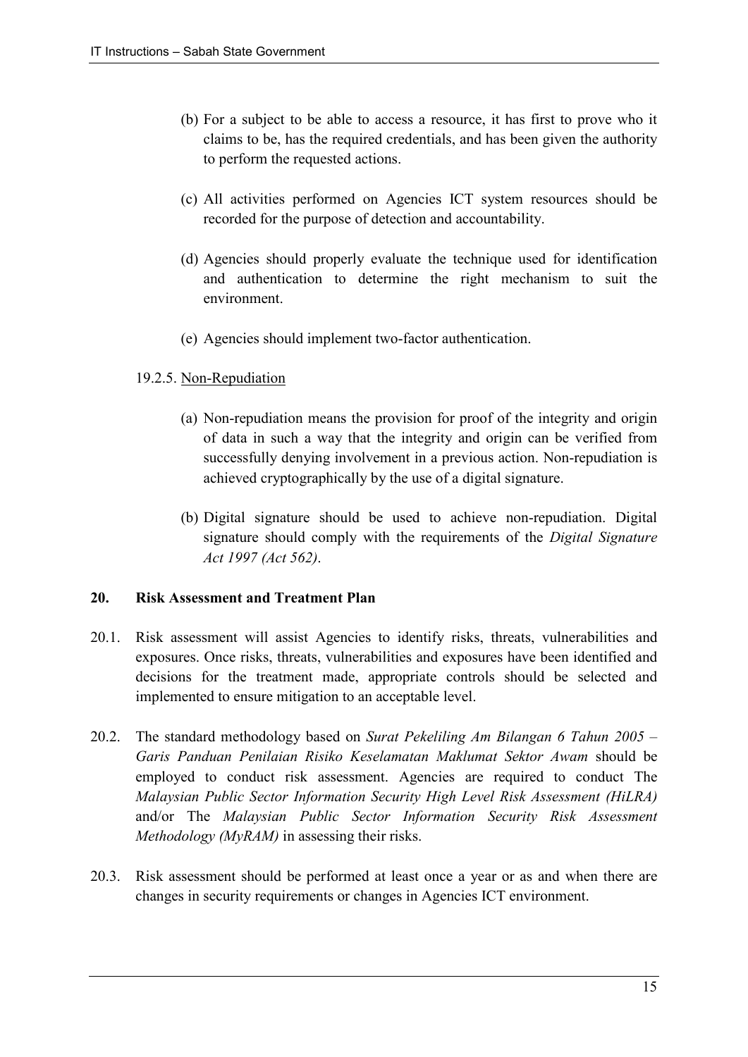(b) For a subject to be able to access a resource, it has first to prove who it claims to be, has the required credentials, and has been given the authority to perform the requested actions.

(c) All activities performed on Agencies ICT system resources should be recorded for the purpose of detection and accountability.

(d) Agencies should properly evaluate the technique used for identification and authentication to determine the right mechanism to suit the environment.

(e) Agencies should implement two-factor authentication.

19.2.5. Non-Repudiation

(a) Non-repudiation means the provision for proof of the integrity and origin of data in such a way that the integrity and origin can be verified from successfully denying involvement in a previous action. Non-repudiation is achieved cryptographically by the use of a digital signature.

(b) Digital signature should be used to achieve non-repudiation. Digital signature should comply with the requirements of the *Digital Signature Act 1997 (Act 562)*.

## 20. Risk Assessment and Treatment Plan

20.1. Risk assessment will assist Agencies to identify risks, threats, vulnerabilities and exposures. Once risks, threats, vulnerabilities and exposures have been identified and decisions for the treatment made, appropriate controls should be selected and implemented to ensure mitigation to an acceptable level.

20.2. The standard methodology based on *Surat Pekeliling Am Bilangan 6 Tahun 2005 – Garis Panduan Penilaian Risiko Keselamatan Maklumat Sektor Awam* should be employed to conduct risk assessment. Agencies are required to conduct The *Malaysian Public Sector Information Security High Level Risk Assessment (HiLRA)* and/or The *Malaysian Public Sector Information Security Risk Assessment Methodology (MyRAM)* in assessing their risks.

20.3. Risk assessment should be performed at least once a year or as and when there are changes in security requirements or changes in Agencies ICT environment.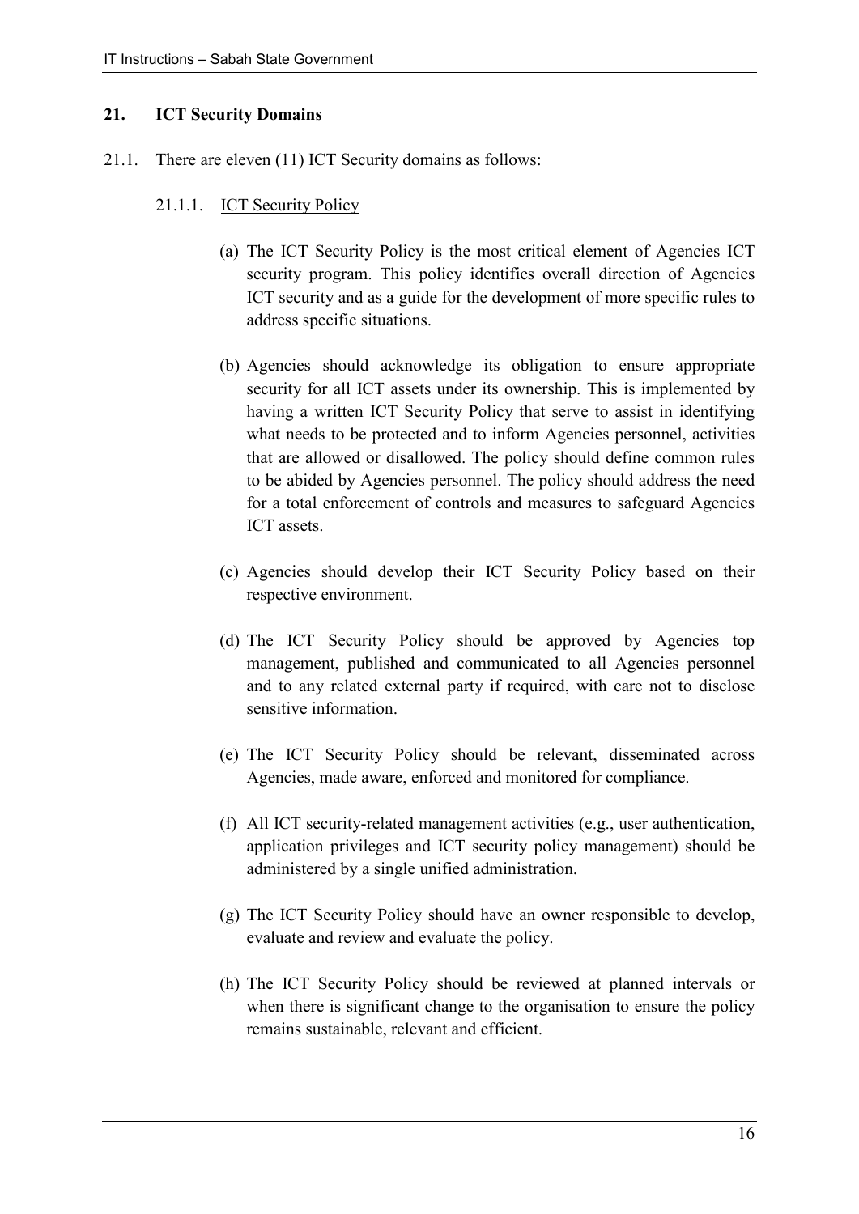## 21. ICT Security Domains

21.1. There are eleven (11) ICT Security domains as follows:

21.1.1. <u>ICT Security Policy</u>

(a) The ICT Security Policy is the most critical element of Agencies ICT security program. This policy identifies overall direction of Agencies ICT security and as a guide for the development of more specific rules to address specific situations.

(b) Agencies should acknowledge its obligation to ensure appropriate security for all ICT assets under its ownership. This is implemented by having a written ICT Security Policy that serve to assist in identifying what needs to be protected and to inform Agencies personnel, activities that are allowed or disallowed. The policy should define common rules to be abided by Agencies personnel. The policy should address the need for a total enforcement of controls and measures to safeguard Agencies ICT assets.

(c) Agencies should develop their ICT Security Policy based on their respective environment.

(d) The ICT Security Policy should be approved by Agencies top management, published and communicated to all Agencies personnel and to any related external party if required, with care not to disclose sensitive information.

(e) The ICT Security Policy should be relevant, disseminated across Agencies, made aware, enforced and monitored for compliance.

(f) All ICT security-related management activities (e.g., user authentication, application privileges and ICT security policy management) should be administered by a single unified administration.

(g) The ICT Security Policy should have an owner responsible to develop, evaluate and review and evaluate the policy.

(h) The ICT Security Policy should be reviewed at planned intervals or when there is significant change to the organisation to ensure the policy remains sustainable, relevant and efficient.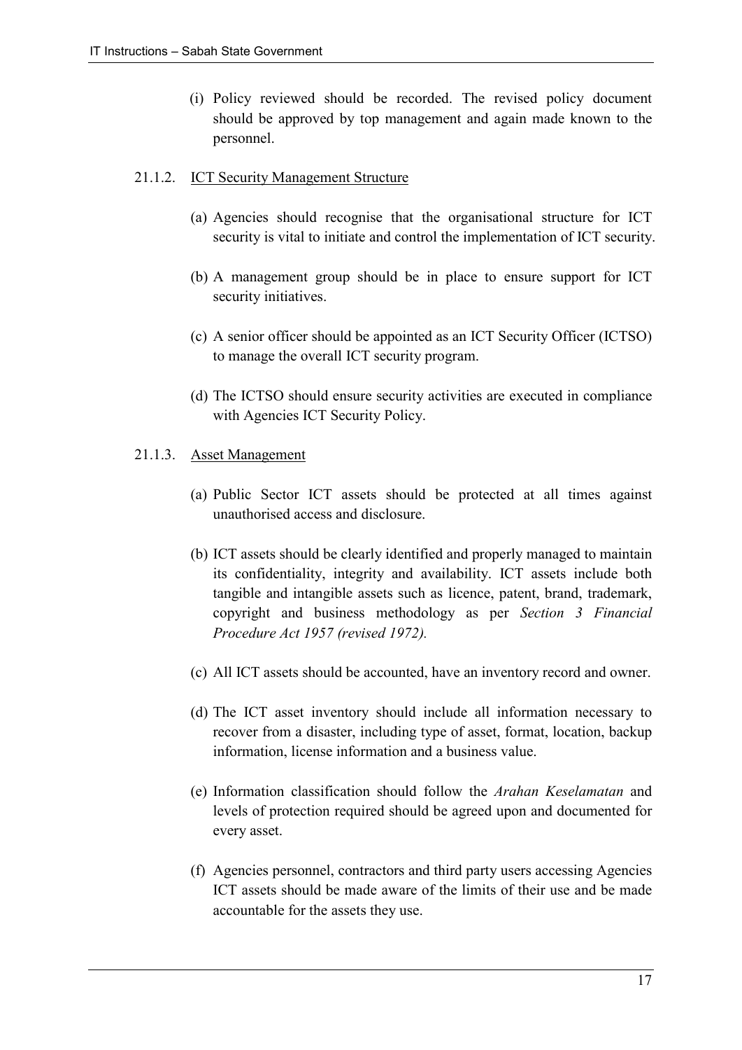(i) Policy reviewed should be recorded. The revised policy document should be approved by top management and again made known to the personnel.

#### 21.1.2. ICT Security Management Structure

(a) Agencies should recognise that the organisational structure for ICT security is vital to initiate and control the implementation of ICT security.

(b) A management group should be in place to ensure support for ICT security initiatives.

(c) A senior officer should be appointed as an ICT Security Officer (ICTSO) to manage the overall ICT security program.

(d) The ICTSO should ensure security activities are executed in compliance with Agencies ICT Security Policy.

#### 21.1.3. Asset Management

(a) Public Sector ICT assets should be protected at all times against unauthorised access and disclosure.

(b) ICT assets should be clearly identified and properly managed to maintain its confidentiality, integrity and availability. ICT assets include both tangible and intangible assets such as licence, patent, brand, trademark, copyright and business methodology as per *Section 3 Financial Procedure Act 1957 (revised 1972).*

(c) All ICT assets should be accounted, have an inventory record and owner.

(d) The ICT asset inventory should include all information necessary to recover from a disaster, including type of asset, format, location, backup information, license information and a business value.

(e) Information classification should follow the *Arahan Keselamatan* and levels of protection required should be agreed upon and documented for every asset.

(f) Agencies personnel, contractors and third party users accessing Agencies ICT assets should be made aware of the limits of their use and be made accountable for the assets they use.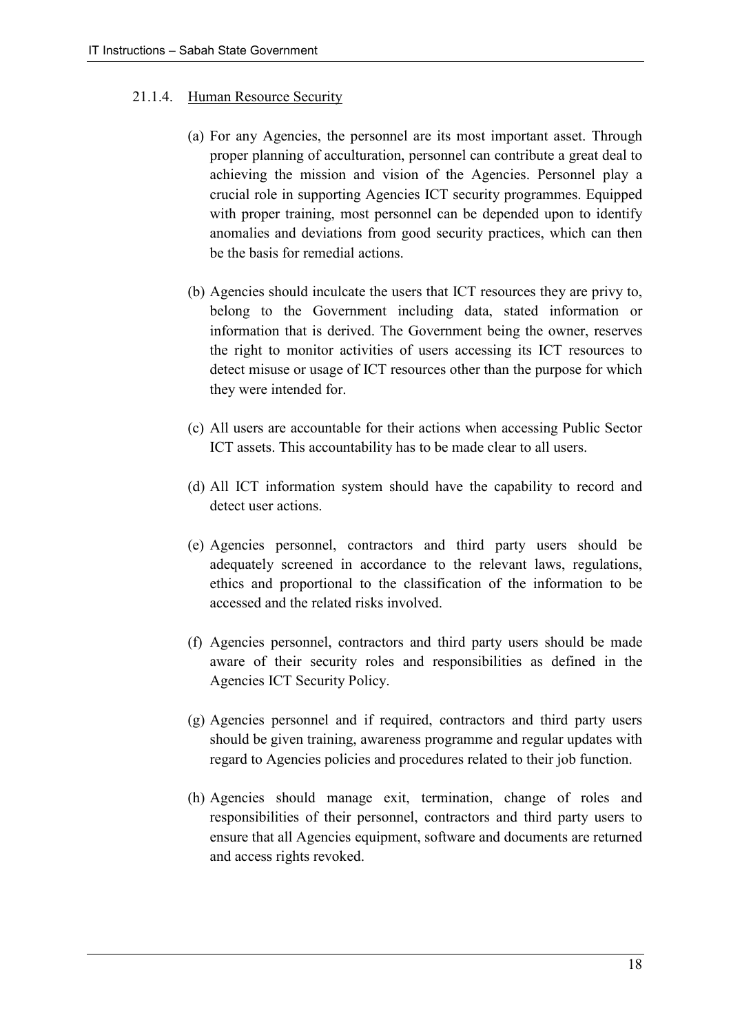#### 21.1.4. Human Resource Security

(a) For any Agencies, the personnel are its most important asset. Through proper planning of acculturation, personnel can contribute a great deal to achieving the mission and vision of the Agencies. Personnel play a crucial role in supporting Agencies ICT security programmes. Equipped with proper training, most personnel can be depended upon to identify anomalies and deviations from good security practices, which can then be the basis for remedial actions.

(b) Agencies should inculcate the users that ICT resources they are privy to, belong to the Government including data, stated information or information that is derived. The Government being the owner, reserves the right to monitor activities of users accessing its ICT resources to detect misuse or usage of ICT resources other than the purpose for which they were intended for.

(c) All users are accountable for their actions when accessing Public Sector ICT assets. This accountability has to be made clear to all users.

(d) All ICT information system should have the capability to record and detect user actions.

(e) Agencies personnel, contractors and third party users should be adequately screened in accordance to the relevant laws, regulations, ethics and proportional to the classification of the information to be accessed and the related risks involved.

(f) Agencies personnel, contractors and third party users should be made aware of their security roles and responsibilities as defined in the Agencies ICT Security Policy.

(g) Agencies personnel and if required, contractors and third party users should be given training, awareness programme and regular updates with regard to Agencies policies and procedures related to their job function.

(h) Agencies should manage exit, termination, change of roles and responsibilities of their personnel, contractors and third party users to ensure that all Agencies equipment, software and documents are returned and access rights revoked.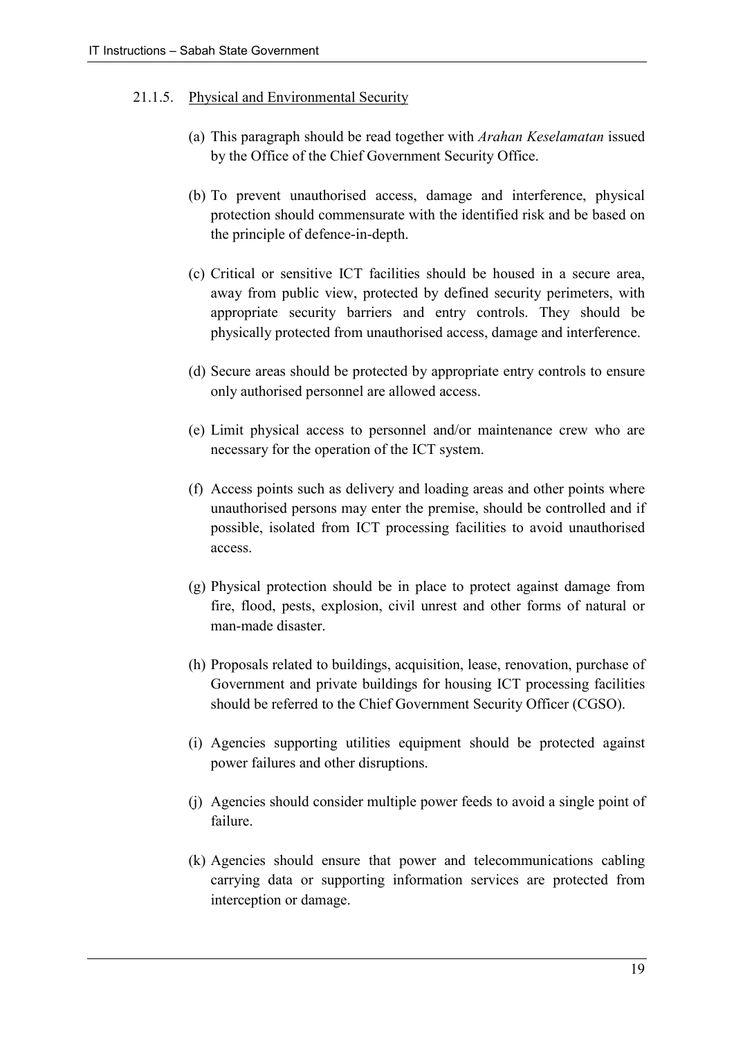### 21.1.5. Physical and Environmental Security

(a) This paragraph should be read together with *Arahan Keselamatan* issued by the Office of the Chief Government Security Office.

(b) To prevent unauthorised access, damage and interference, physical protection should commensurate with the identified risk and be based on the principle of defence-in-depth.

(c) Critical or sensitive ICT facilities should be housed in a secure area, away from public view, protected by defined security perimeters, with appropriate security barriers and entry controls. They should be physically protected from unauthorised access, damage and interference.

(d) Secure areas should be protected by appropriate entry controls to ensure only authorised personnel are allowed access.

(e) Limit physical access to personnel and/or maintenance crew who are necessary for the operation of the ICT system.

(f) Access points such as delivery and loading areas and other points where unauthorised persons may enter the premise, should be controlled and if possible, isolated from ICT processing facilities to avoid unauthorised access.

(g) Physical protection should be in place to protect against damage from fire, flood, pests, explosion, civil unrest and other forms of natural or man-made disaster.

(h) Proposals related to buildings, acquisition, lease, renovation, purchase of Government and private buildings for housing ICT processing facilities should be referred to the Chief Government Security Officer (CGSO).

(i) Agencies supporting utilities equipment should be protected against power failures and other disruptions.

(j) Agencies should consider multiple power feeds to avoid a single point of failure.

(k) Agencies should ensure that power and telecommunications cabling carrying data or supporting information services are protected from interception or damage.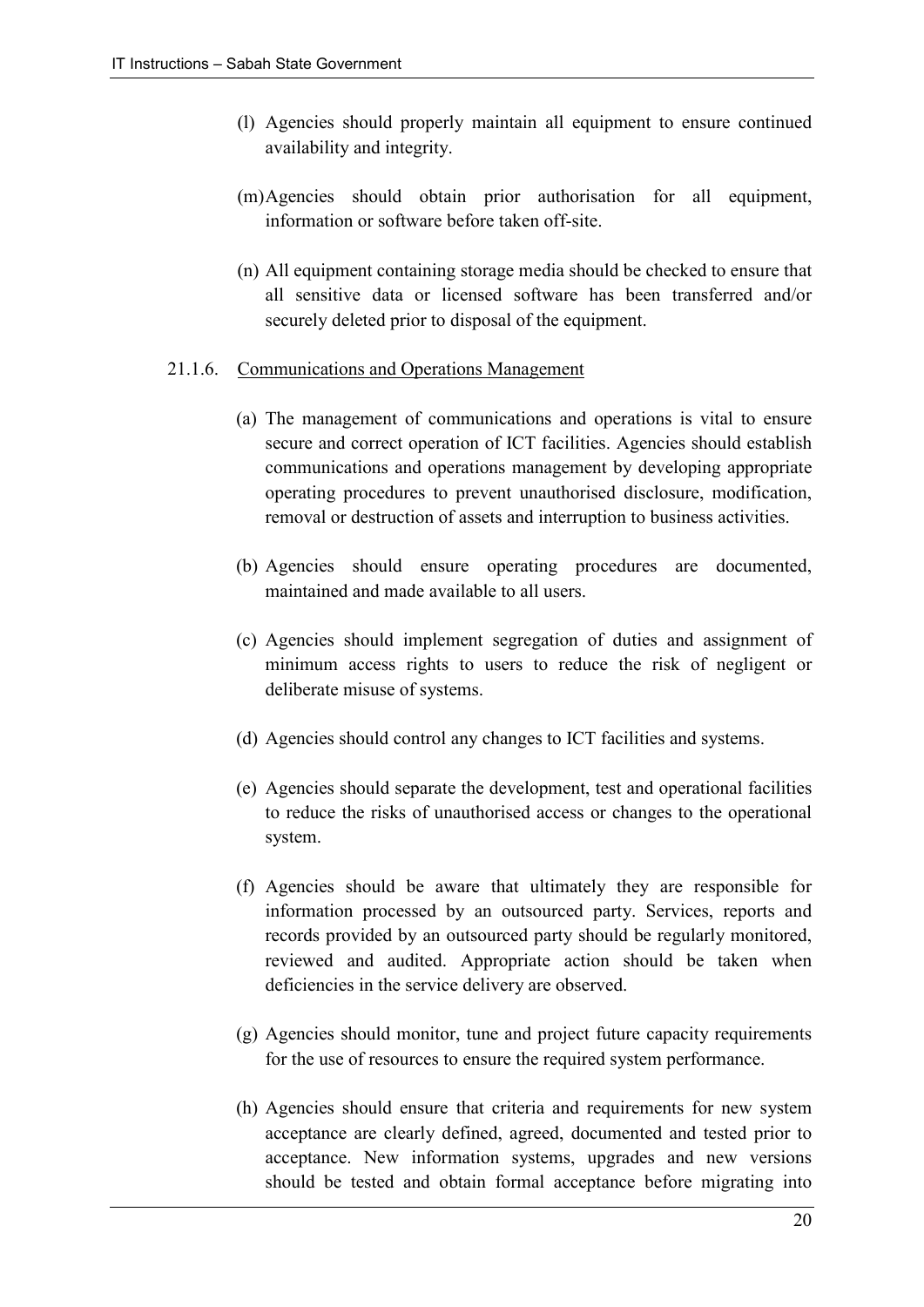(l) Agencies should properly maintain all equipment to ensure continued availability and integrity.

(m) Agencies should obtain prior authorisation for all equipment, information or software before taken off-site.

(n) All equipment containing storage media should be checked to ensure that all sensitive data or licensed software has been transferred and/or securely deleted prior to disposal of the equipment.

21.1.6. Communications and Operations Management

(a) The management of communications and operations is vital to ensure secure and correct operation of ICT facilities. Agencies should establish communications and operations management by developing appropriate operating procedures to prevent unauthorised disclosure, modification, removal or destruction of assets and interruption to business activities.

(b) Agencies should ensure operating procedures are documented, maintained and made available to all users.

(c) Agencies should implement segregation of duties and assignment of minimum access rights to users to reduce the risk of negligent or deliberate misuse of systems.

(d) Agencies should control any changes to ICT facilities and systems.

(e) Agencies should separate the development, test and operational facilities to reduce the risks of unauthorised access or changes to the operational system.

(f) Agencies should be aware that ultimately they are responsible for information processed by an outsourced party. Services, reports and records provided by an outsourced party should be regularly monitored, reviewed and audited. Appropriate action should be taken when deficiencies in the service delivery are observed.

(g) Agencies should monitor, tune and project future capacity requirements for the use of resources to ensure the required system performance.

(h) Agencies should ensure that criteria and requirements for new system acceptance are clearly defined, agreed, documented and tested prior to acceptance. New information systems, upgrades and new versions should be tested and obtain formal acceptance before migrating into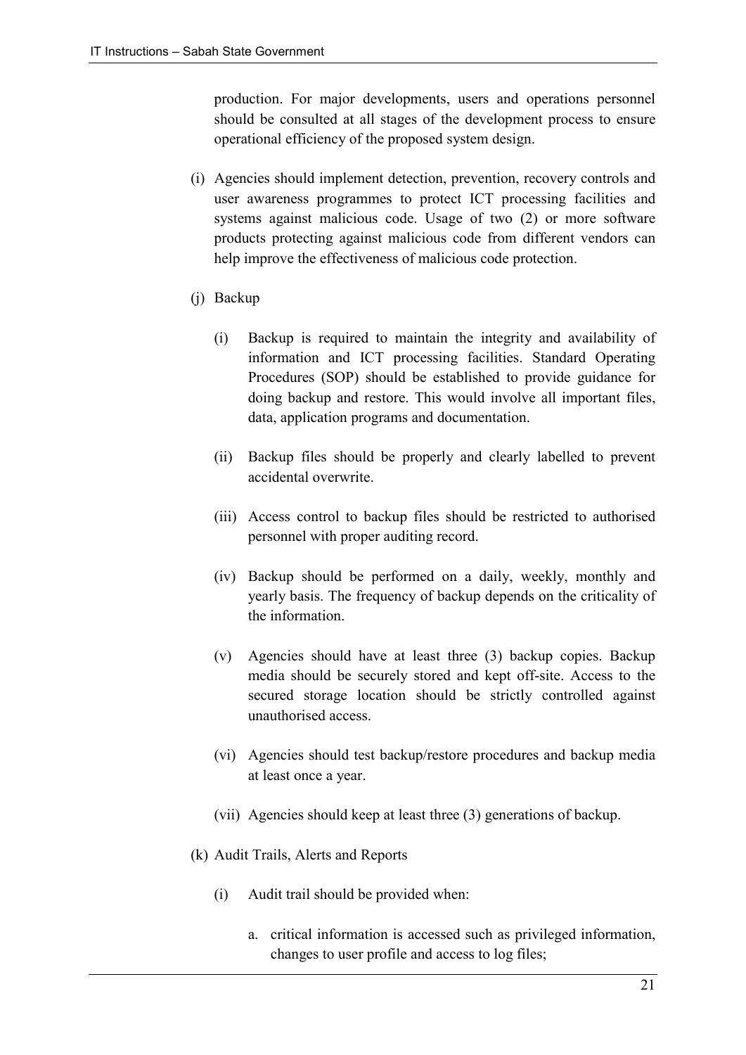production. For major developments, users and operations personnel should be consulted at all stages of the development process to ensure operational efficiency of the proposed system design.

(i) Agencies should implement detection, prevention, recovery controls and user awareness programmes to protect ICT processing facilities and systems against malicious code. Usage of two (2) or more software products protecting against malicious code from different vendors can help improve the effectiveness of malicious code protection.

(j) Backup

(i) Backup is required to maintain the integrity and availability of information and ICT processing facilities. Standard Operating Procedures (SOP) should be established to provide guidance for doing backup and restore. This would involve all important files, data, application programs and documentation.

(ii) Backup files should be properly and clearly labelled to prevent accidental overwrite.

(iii) Access control to backup files should be restricted to authorised personnel with proper auditing record.

(iv) Backup should be performed on a daily, weekly, monthly and yearly basis. The frequency of backup depends on the criticality of the information.

(v) Agencies should have at least three (3) backup copies. Backup media should be securely stored and kept off-site. Access to the secured storage location should be strictly controlled against unauthorised access.

(vi) Agencies should test backup/restore procedures and backup media at least once a year.

(vii) Agencies should keep at least three (3) generations of backup.

(k) Audit Trails, Alerts and Reports

(i) Audit trail should be provided when:

a. critical information is accessed such as privileged information, changes to user profile and access to log files;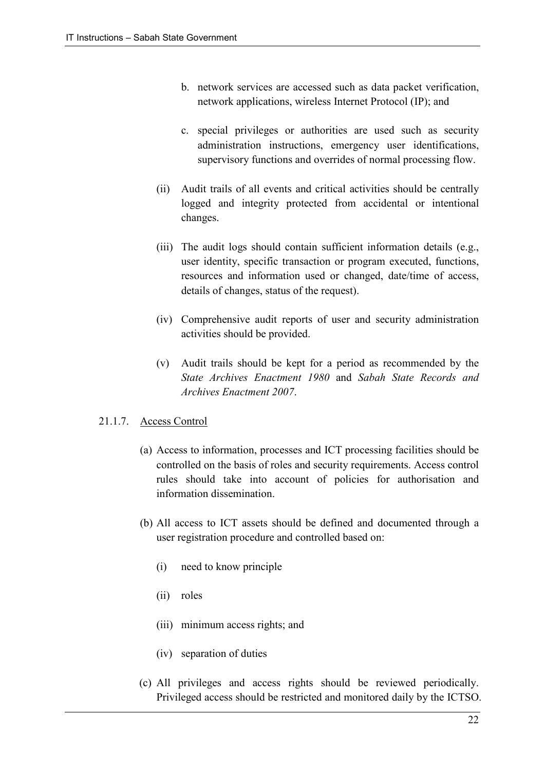b. network services are accessed such as data packet verification, network applications, wireless Internet Protocol (IP); and

c. special privileges or authorities are used such as security administration instructions, emergency user identifications, supervisory functions and overrides of normal processing flow.

(ii) Audit trails of all events and critical activities should be centrally logged and integrity protected from accidental or intentional changes.

(iii) The audit logs should contain sufficient information details (e.g., user identity, specific transaction or program executed, functions, resources and information used or changed, date/time of access, details of changes, status of the request).

(iv) Comprehensive audit reports of user and security administration activities should be provided.

(v) Audit trails should be kept for a period as recommended by the *State Archives Enactment 1980* and *Sabah State Records and Archives Enactment 2007*.

21.1.7. Access Control

(a) Access to information, processes and ICT processing facilities should be controlled on the basis of roles and security requirements. Access control rules should take into account of policies for authorisation and information dissemination.

(b) All access to ICT assets should be defined and documented through a user registration procedure and controlled based on:

(i) need to know principle

(ii) roles

(iii) minimum access rights; and

(iv) separation of duties

(c) All privileges and access rights should be reviewed periodically. Privileged access should be restricted and monitored daily by the ICTSO.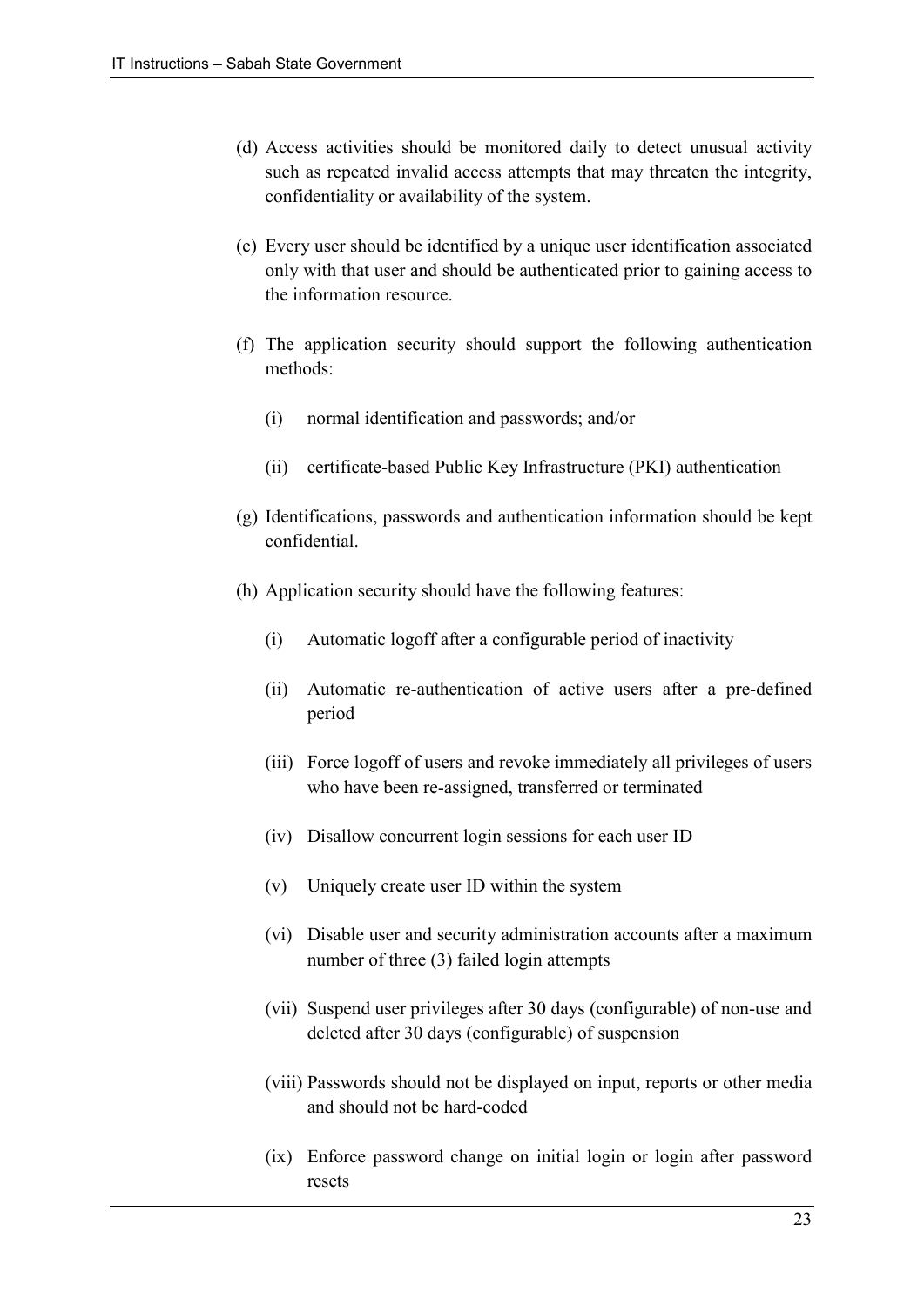(d) Access activities should be monitored daily to detect unusual activity such as repeated invalid access attempts that may threaten the integrity, confidentiality or availability of the system.

(e) Every user should be identified by a unique user identification associated only with that user and should be authenticated prior to gaining access to the information resource.

(f) The application security should support the following authentication methods:

   (i) normal identification and passwords; and/or

   (ii) certificate-based Public Key Infrastructure (PKI) authentication

(g) Identifications, passwords and authentication information should be kept confidential.

(h) Application security should have the following features:

   (i) Automatic logoff after a configurable period of inactivity

   (ii) Automatic re-authentication of active users after a pre-defined period

   (iii) Force logoff of users and revoke immediately all privileges of users who have been re-assigned, transferred or terminated

   (iv) Disallow concurrent login sessions for each user ID

   (v) Uniquely create user ID within the system

   (vi) Disable user and security administration accounts after a maximum number of three (3) failed login attempts

   (vii) Suspend user privileges after 30 days (configurable) of non-use and deleted after 30 days (configurable) of suspension

   (viii) Passwords should not be displayed on input, reports or other media and should not be hard-coded

   (ix) Enforce password change on initial login or login after password resets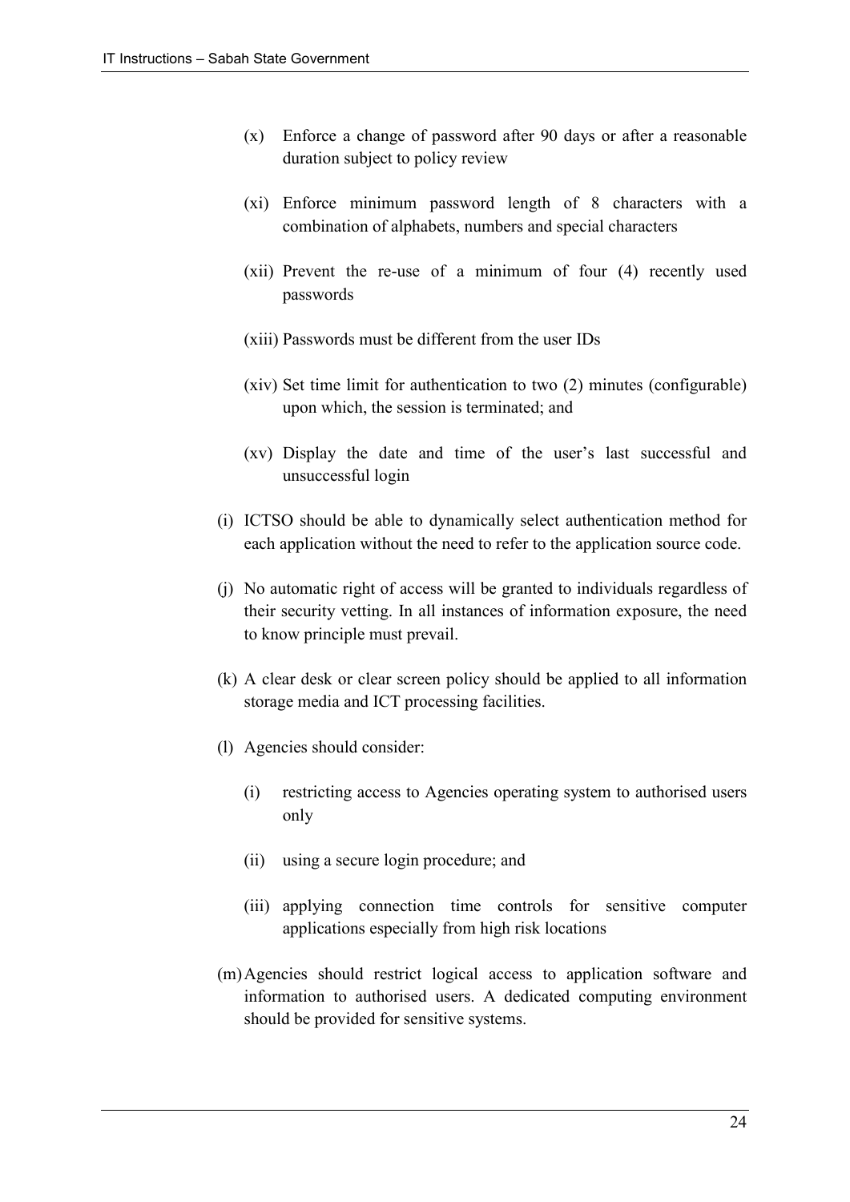(x) Enforce a change of password after 90 days or after a reasonable duration subject to policy review

(xi) Enforce minimum password length of 8 characters with a combination of alphabets, numbers and special characters

(xii) Prevent the re-use of a minimum of four (4) recently used passwords

(xiii) Passwords must be different from the user IDs

(xiv) Set time limit for authentication to two (2) minutes (configurable) upon which, the session is terminated; and

(xv) Display the date and time of the user's last successful and unsuccessful login

(i) ICTSO should be able to dynamically select authentication method for each application without the need to refer to the application source code.

(j) No automatic right of access will be granted to individuals regardless of their security vetting. In all instances of information exposure, the need to know principle must prevail.

(k) A clear desk or clear screen policy should be applied to all information storage media and ICT processing facilities.

(l) Agencies should consider:

   (i) restricting access to Agencies operating system to authorised users only

   (ii) using a secure login procedure; and

   (iii) applying connection time controls for sensitive computer applications especially from high risk locations

(m) Agencies should restrict logical access to application software and information to authorised users. A dedicated computing environment should be provided for sensitive systems.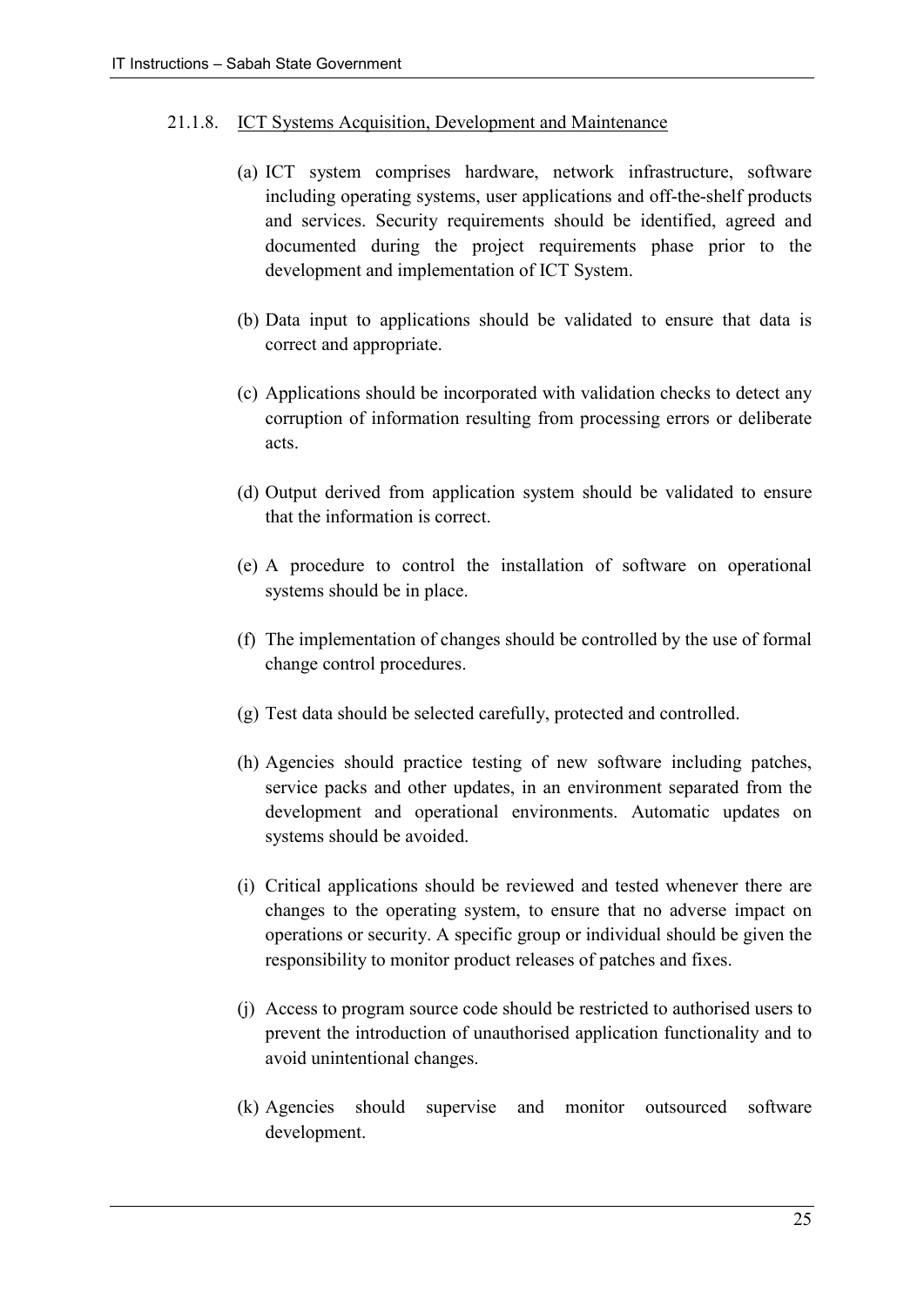#### 21.1.8. ICT Systems Acquisition, Development and Maintenance

(a) ICT system comprises hardware, network infrastructure, software including operating systems, user applications and off-the-shelf products and services. Security requirements should be identified, agreed and documented during the project requirements phase prior to the development and implementation of ICT System.

(b) Data input to applications should be validated to ensure that data is correct and appropriate.

(c) Applications should be incorporated with validation checks to detect any corruption of information resulting from processing errors or deliberate acts.

(d) Output derived from application system should be validated to ensure that the information is correct.

(e) A procedure to control the installation of software on operational systems should be in place.

(f) The implementation of changes should be controlled by the use of formal change control procedures.

(g) Test data should be selected carefully, protected and controlled.

(h) Agencies should practice testing of new software including patches, service packs and other updates, in an environment separated from the development and operational environments. Automatic updates on systems should be avoided.

(i) Critical applications should be reviewed and tested whenever there are changes to the operating system, to ensure that no adverse impact on operations or security. A specific group or individual should be given the responsibility to monitor product releases of patches and fixes.

(j) Access to program source code should be restricted to authorised users to prevent the introduction of unauthorised application functionality and to avoid unintentional changes.

(k) Agencies should supervise and monitor outsourced software development.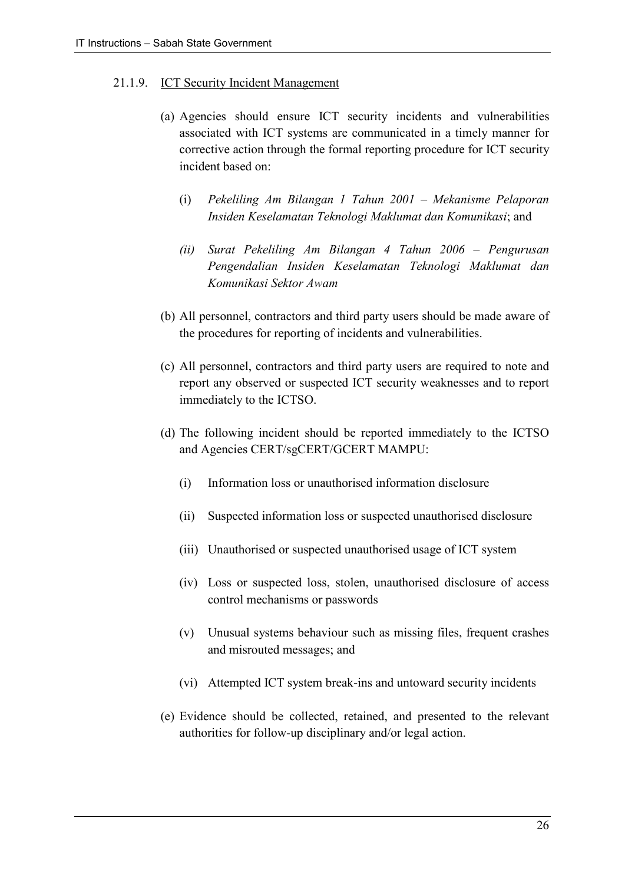#### 21.1.9. <u>ICT Security Incident Management</u>

(a) Agencies should ensure ICT security incidents and vulnerabilities associated with ICT systems are communicated in a timely manner for corrective action through the formal reporting procedure for ICT security incident based on:

   (i) *Pekeliling Am Bilangan 1 Tahun 2001 – Mekanisme Pelaporan Insiden Keselamatan Teknologi Maklumat dan Komunikasi*; and

   *(ii) Surat Pekeliling Am Bilangan 4 Tahun 2006 – Pengurusan Pengendalian Insiden Keselamatan Teknologi Maklumat dan Komunikasi Sektor Awam*

(b) All personnel, contractors and third party users should be made aware of the procedures for reporting of incidents and vulnerabilities.

(c) All personnel, contractors and third party users are required to note and report any observed or suspected ICT security weaknesses and to report immediately to the ICTSO.

(d) The following incident should be reported immediately to the ICTSO and Agencies CERT/sgCERT/GCERT MAMPU:

   (i) Information loss or unauthorised information disclosure

   (ii) Suspected information loss or suspected unauthorised disclosure

   (iii) Unauthorised or suspected unauthorised usage of ICT system

   (iv) Loss or suspected loss, stolen, unauthorised disclosure of access control mechanisms or passwords

   (v) Unusual systems behaviour such as missing files, frequent crashes and misrouted messages; and

   (vi) Attempted ICT system break-ins and untoward security incidents

(e) Evidence should be collected, retained, and presented to the relevant authorities for follow-up disciplinary and/or legal action.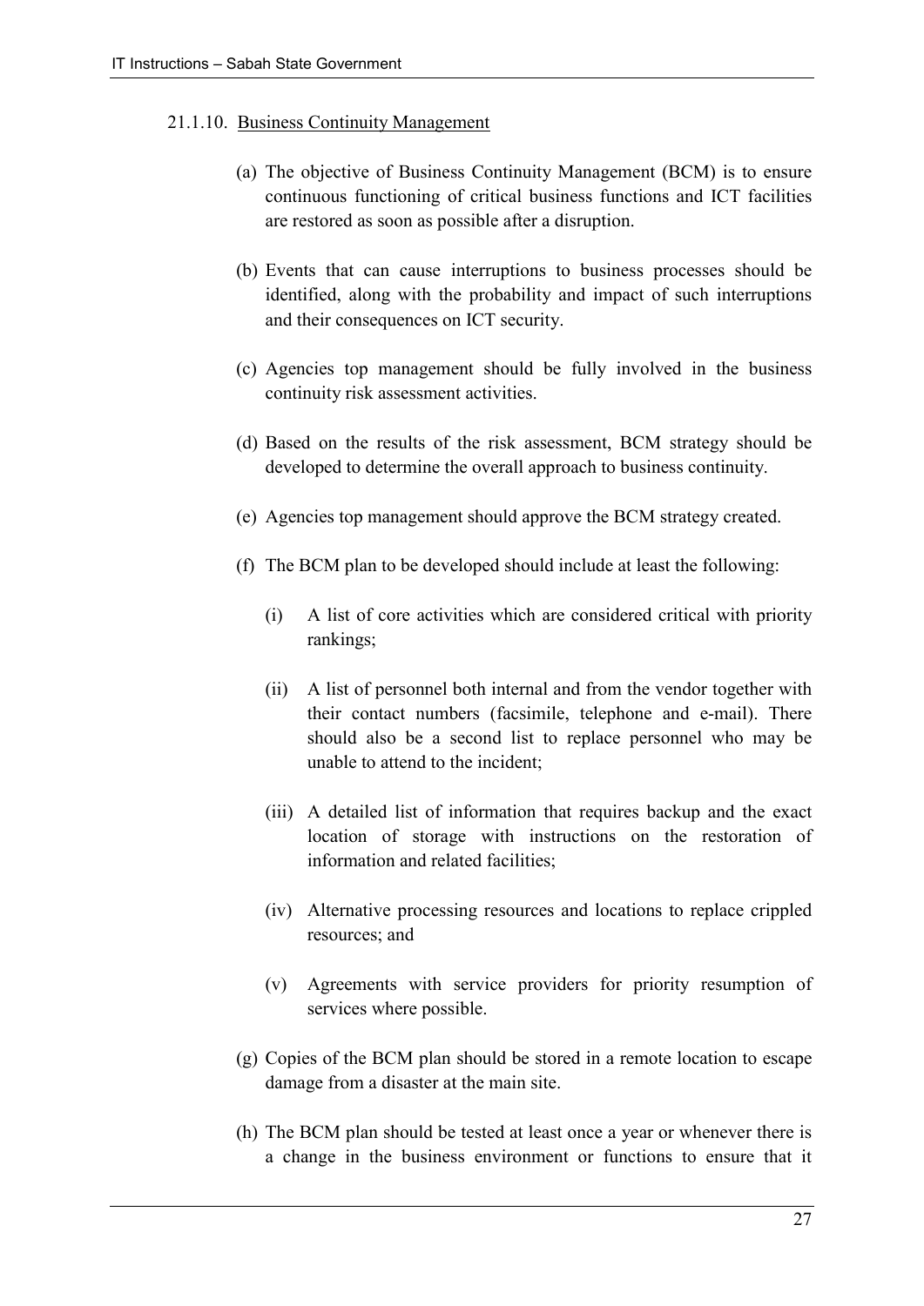### 21.1.10. Business Continuity Management

(a) The objective of Business Continuity Management (BCM) is to ensure continuous functioning of critical business functions and ICT facilities are restored as soon as possible after a disruption.

(b) Events that can cause interruptions to business processes should be identified, along with the probability and impact of such interruptions and their consequences on ICT security.

(c) Agencies top management should be fully involved in the business continuity risk assessment activities.

(d) Based on the results of the risk assessment, BCM strategy should be developed to determine the overall approach to business continuity.

(e) Agencies top management should approve the BCM strategy created.

(f) The BCM plan to be developed should include at least the following:

   (i) A list of core activities which are considered critical with priority rankings;

   (ii) A list of personnel both internal and from the vendor together with their contact numbers (facsimile, telephone and e-mail). There should also be a second list to replace personnel who may be unable to attend to the incident;

   (iii) A detailed list of information that requires backup and the exact location of storage with instructions on the restoration of information and related facilities;

   (iv) Alternative processing resources and locations to replace crippled resources; and

   (v) Agreements with service providers for priority resumption of services where possible.

(g) Copies of the BCM plan should be stored in a remote location to escape damage from a disaster at the main site.

(h) The BCM plan should be tested at least once a year or whenever there is a change in the business environment or functions to ensure that it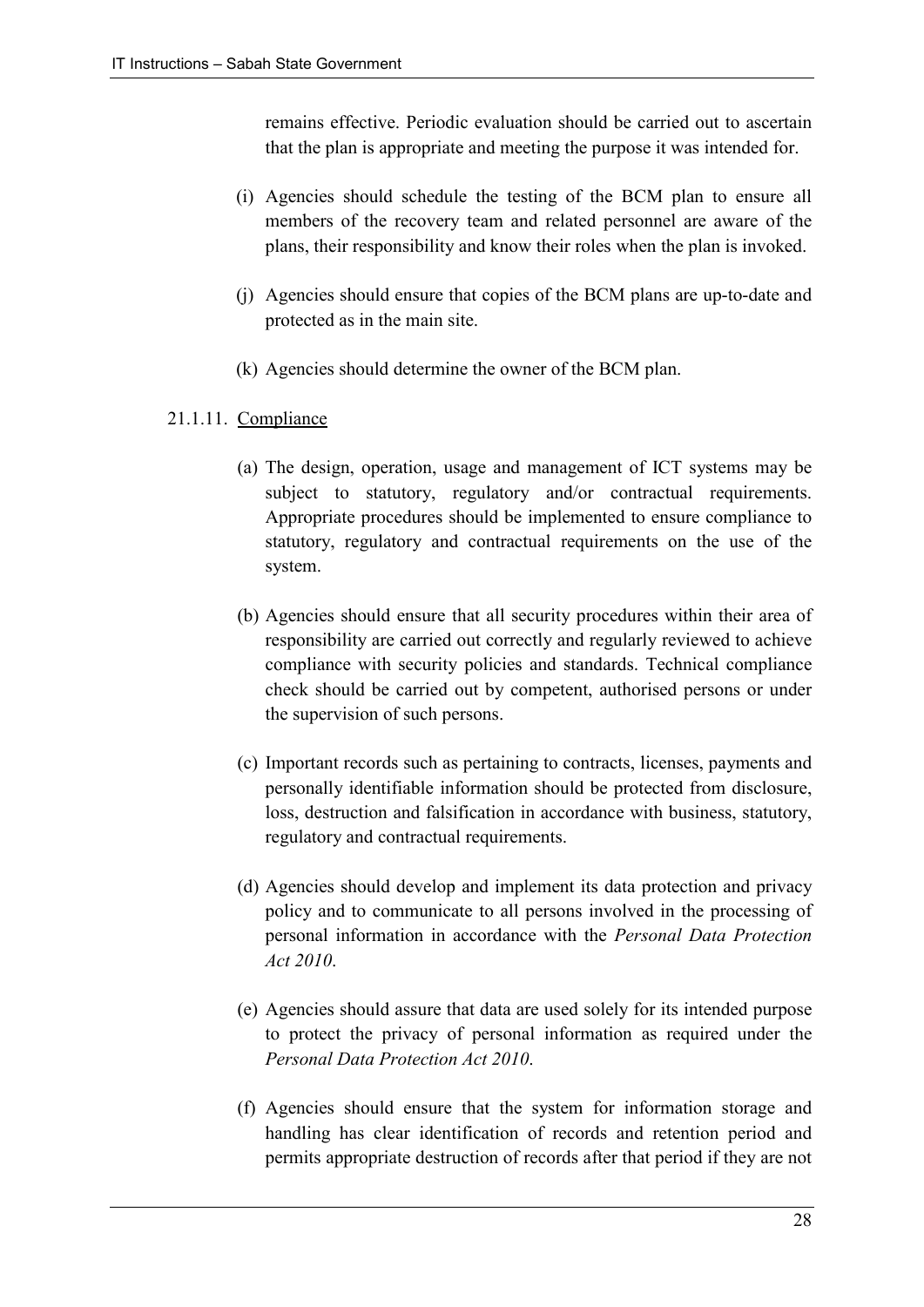remains effective. Periodic evaluation should be carried out to ascertain that the plan is appropriate and meeting the purpose it was intended for.

(i) Agencies should schedule the testing of the BCM plan to ensure all members of the recovery team and related personnel are aware of the plans, their responsibility and know their roles when the plan is invoked.

(j) Agencies should ensure that copies of the BCM plans are up-to-date and protected as in the main site.

(k) Agencies should determine the owner of the BCM plan.

21.1.11. Compliance

(a) The design, operation, usage and management of ICT systems may be subject to statutory, regulatory and/or contractual requirements. Appropriate procedures should be implemented to ensure compliance to statutory, regulatory and contractual requirements on the use of the system.

(b) Agencies should ensure that all security procedures within their area of responsibility are carried out correctly and regularly reviewed to achieve compliance with security policies and standards. Technical compliance check should be carried out by competent, authorised persons or under the supervision of such persons.

(c) Important records such as pertaining to contracts, licenses, payments and personally identifiable information should be protected from disclosure, loss, destruction and falsification in accordance with business, statutory, regulatory and contractual requirements.

(d) Agencies should develop and implement its data protection and privacy policy and to communicate to all persons involved in the processing of personal information in accordance with the *Personal Data Protection Act 2010*.

(e) Agencies should assure that data are used solely for its intended purpose to protect the privacy of personal information as required under the *Personal Data Protection Act 2010*.

(f) Agencies should ensure that the system for information storage and handling has clear identification of records and retention period and permits appropriate destruction of records after that period if they are not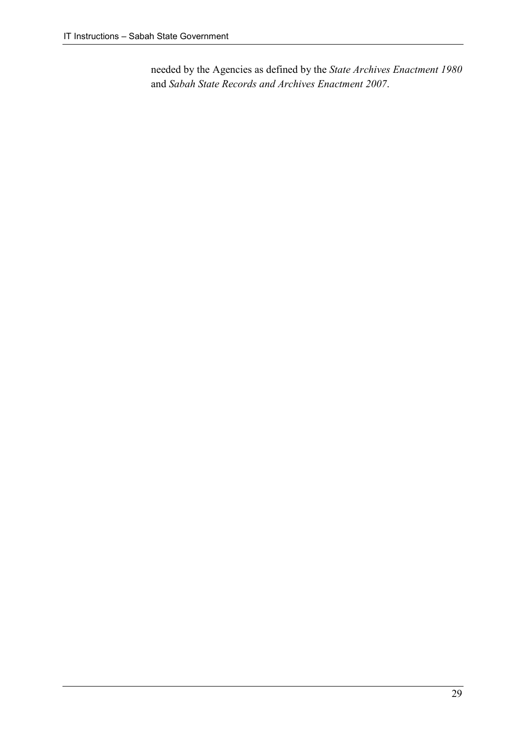needed by the Agencies as defined by the *State Archives Enactment 1980* and *Sabah State Records and Archives Enactment 2007*.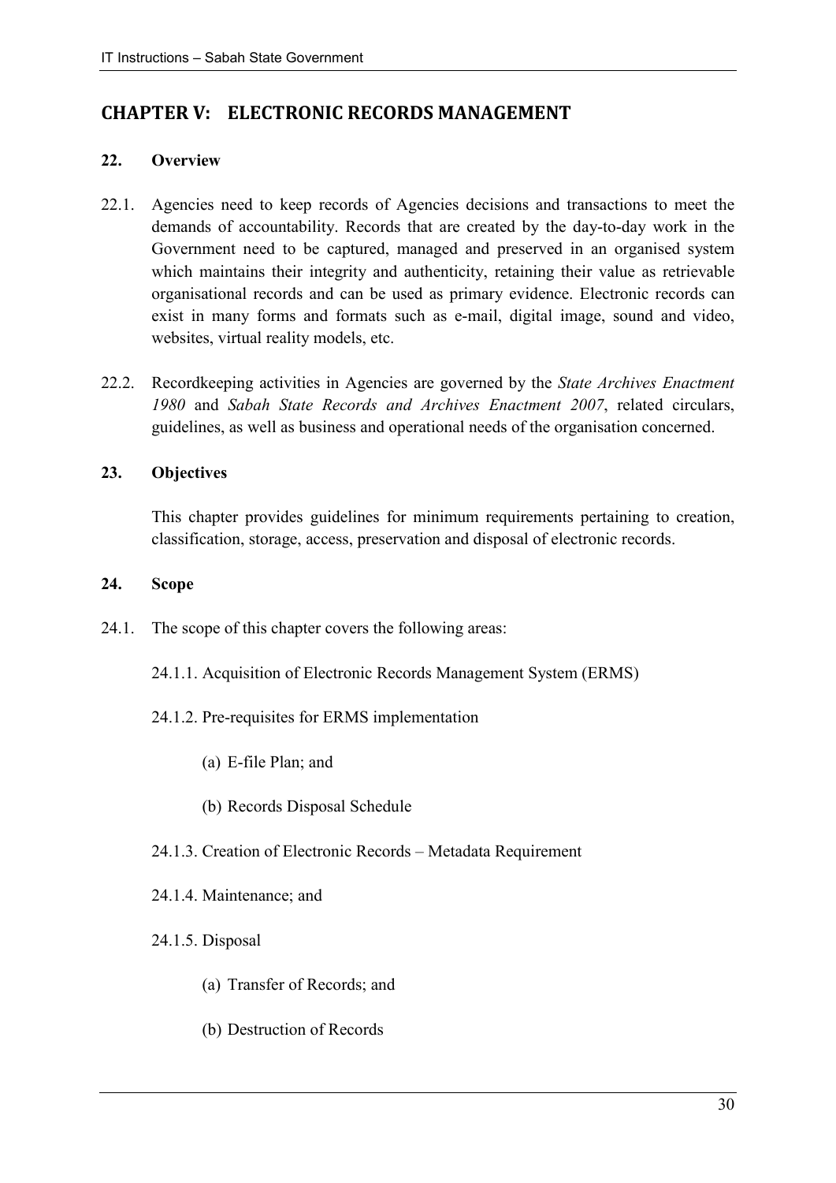# CHAPTER V: ELECTRONIC RECORDS MANAGEMENT

## 22. Overview

22.1. Agencies need to keep records of Agencies decisions and transactions to meet the demands of accountability. Records that are created by the day-to-day work in the Government need to be captured, managed and preserved in an organised system which maintains their integrity and authenticity, retaining their value as retrievable organisational records and can be used as primary evidence. Electronic records can exist in many forms and formats such as e-mail, digital image, sound and video, websites, virtual reality models, etc.

22.2. Recordkeeping activities in Agencies are governed by the *State Archives Enactment 1980* and *Sabah State Records and Archives Enactment 2007*, related circulars, guidelines, as well as business and operational needs of the organisation concerned.

## 23. Objectives

This chapter provides guidelines for minimum requirements pertaining to creation, classification, storage, access, preservation and disposal of electronic records.

## 24. Scope

24.1. The scope of this chapter covers the following areas:

24.1.1. Acquisition of Electronic Records Management System (ERMS)

24.1.2. Pre-requisites for ERMS implementation

(a) E-file Plan; and

(b) Records Disposal Schedule

24.1.3. Creation of Electronic Records – Metadata Requirement

24.1.4. Maintenance; and

24.1.5. Disposal

(a) Transfer of Records; and

(b) Destruction of Records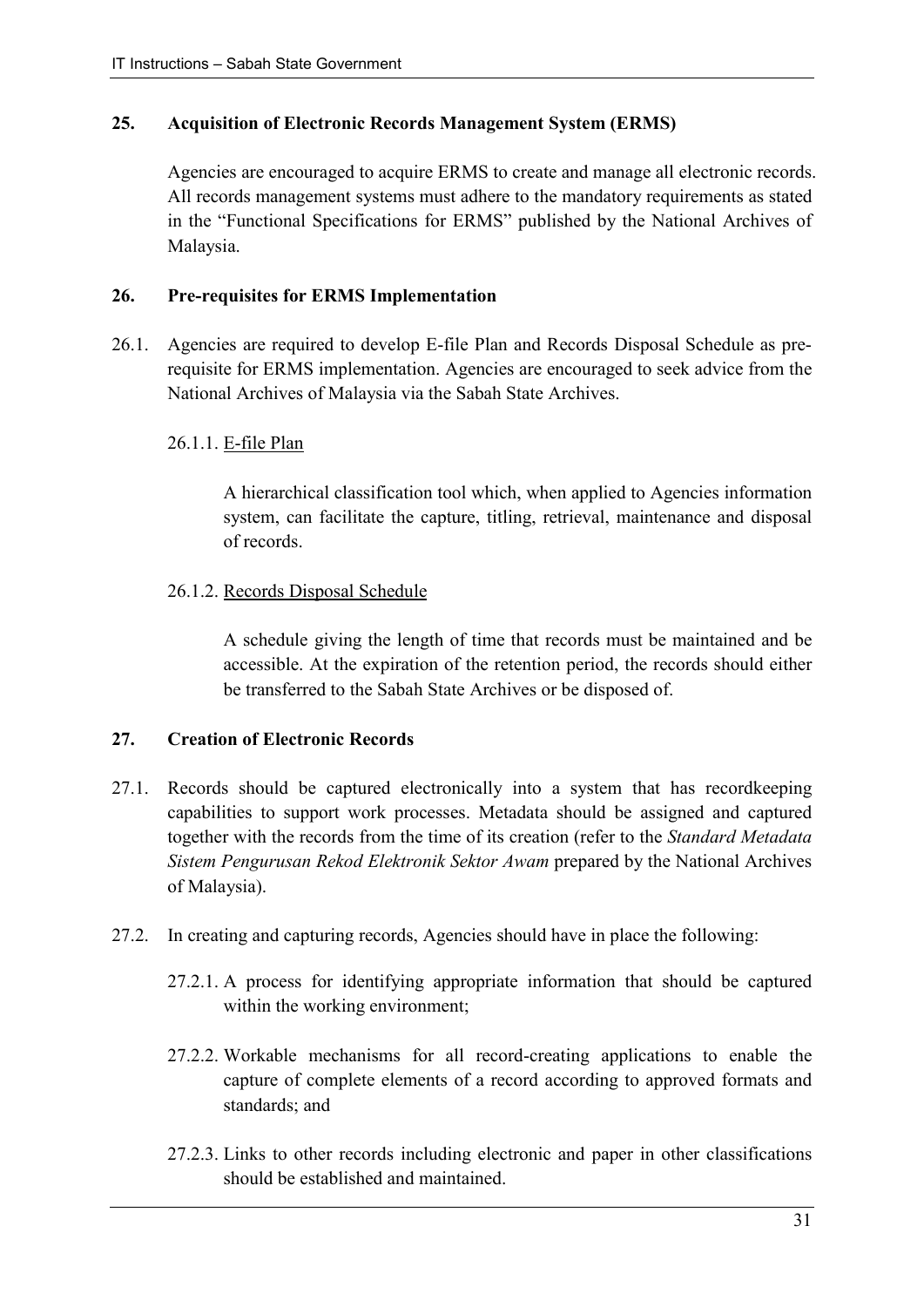## 25. Acquisition of Electronic Records Management System (ERMS)

Agencies are encouraged to acquire ERMS to create and manage all electronic records. All records management systems must adhere to the mandatory requirements as stated in the "Functional Specifications for ERMS" published by the National Archives of Malaysia.

## 26. Pre-requisites for ERMS Implementation

26.1. Agencies are required to develop E-file Plan and Records Disposal Schedule as pre-requisite for ERMS implementation. Agencies are encouraged to seek advice from the National Archives of Malaysia via the Sabah State Archives.

26.1.1. <u>E-file Plan</u>

A hierarchical classification tool which, when applied to Agencies information system, can facilitate the capture, titling, retrieval, maintenance and disposal of records.

26.1.2. <u>Records Disposal Schedule</u>

A schedule giving the length of time that records must be maintained and be accessible. At the expiration of the retention period, the records should either be transferred to the Sabah State Archives or be disposed of.

## 27. Creation of Electronic Records

27.1. Records should be captured electronically into a system that has recordkeeping capabilities to support work processes. Metadata should be assigned and captured together with the records from the time of its creation (refer to the *Standard Metadata Sistem Pengurusan Rekod Elektronik Sektor Awam* prepared by the National Archives of Malaysia).

27.2. In creating and capturing records, Agencies should have in place the following:

27.2.1. A process for identifying appropriate information that should be captured within the working environment;

27.2.2. Workable mechanisms for all record-creating applications to enable the capture of complete elements of a record according to approved formats and standards; and

27.2.3. Links to other records including electronic and paper in other classifications should be established and maintained.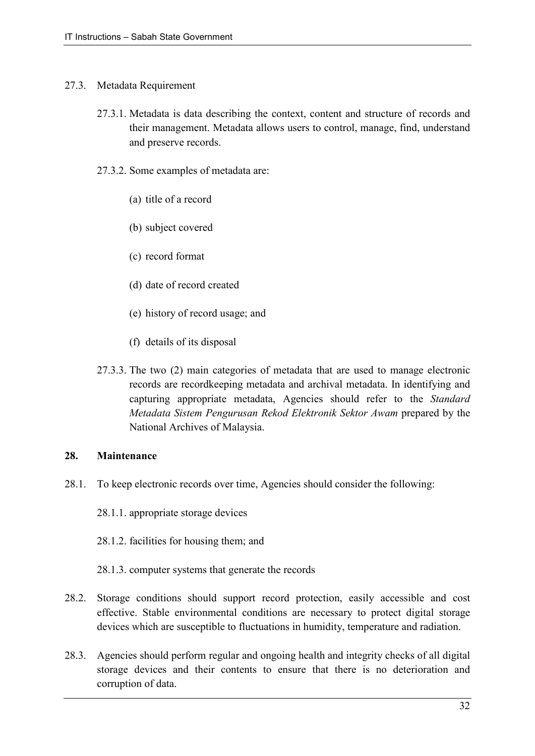27.3. Metadata Requirement

27.3.1. Metadata is data describing the context, content and structure of records and their management. Metadata allows users to control, manage, find, understand and preserve records.

27.3.2. Some examples of metadata are:

(a) title of a record

(b) subject covered

(c) record format

(d) date of record created

(e) history of record usage; and

(f) details of its disposal

27.3.3. The two (2) main categories of metadata that are used to manage electronic records are recordkeeping metadata and archival metadata. In identifying and capturing appropriate metadata, Agencies should refer to the *Standard Metadata Sistem Pengurusan Rekod Elektronik Sektor Awam* prepared by the National Archives of Malaysia.

## 28. Maintenance

28.1. To keep electronic records over time, Agencies should consider the following:

28.1.1. appropriate storage devices

28.1.2. facilities for housing them; and

28.1.3. computer systems that generate the records

28.2. Storage conditions should support record protection, easily accessible and cost effective. Stable environmental conditions are necessary to protect digital storage devices which are susceptible to fluctuations in humidity, temperature and radiation.

28.3. Agencies should perform regular and ongoing health and integrity checks of all digital storage devices and their contents to ensure that there is no deterioration and corruption of data.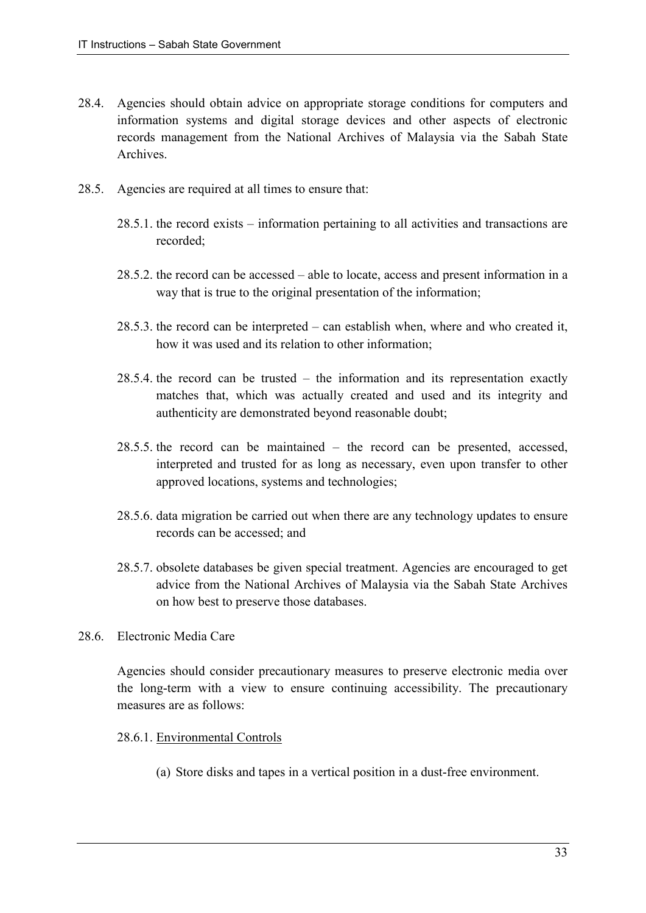28.4. Agencies should obtain advice on appropriate storage conditions for computers and information systems and digital storage devices and other aspects of electronic records management from the National Archives of Malaysia via the Sabah State Archives.

28.5. Agencies are required at all times to ensure that:

28.5.1. the record exists – information pertaining to all activities and transactions are recorded;

28.5.2. the record can be accessed – able to locate, access and present information in a way that is true to the original presentation of the information;

28.5.3. the record can be interpreted – can establish when, where and who created it, how it was used and its relation to other information;

28.5.4. the record can be trusted – the information and its representation exactly matches that, which was actually created and used and its integrity and authenticity are demonstrated beyond reasonable doubt;

28.5.5. the record can be maintained – the record can be presented, accessed, interpreted and trusted for as long as necessary, even upon transfer to other approved locations, systems and technologies;

28.5.6. data migration be carried out when there are any technology updates to ensure records can be accessed; and

28.5.7. obsolete databases be given special treatment. Agencies are encouraged to get advice from the National Archives of Malaysia via the Sabah State Archives on how best to preserve those databases.

28.6. Electronic Media Care

Agencies should consider precautionary measures to preserve electronic media over the long-term with a view to ensure continuing accessibility. The precautionary measures are as follows:

28.6.1. Environmental Controls

(a) Store disks and tapes in a vertical position in a dust-free environment.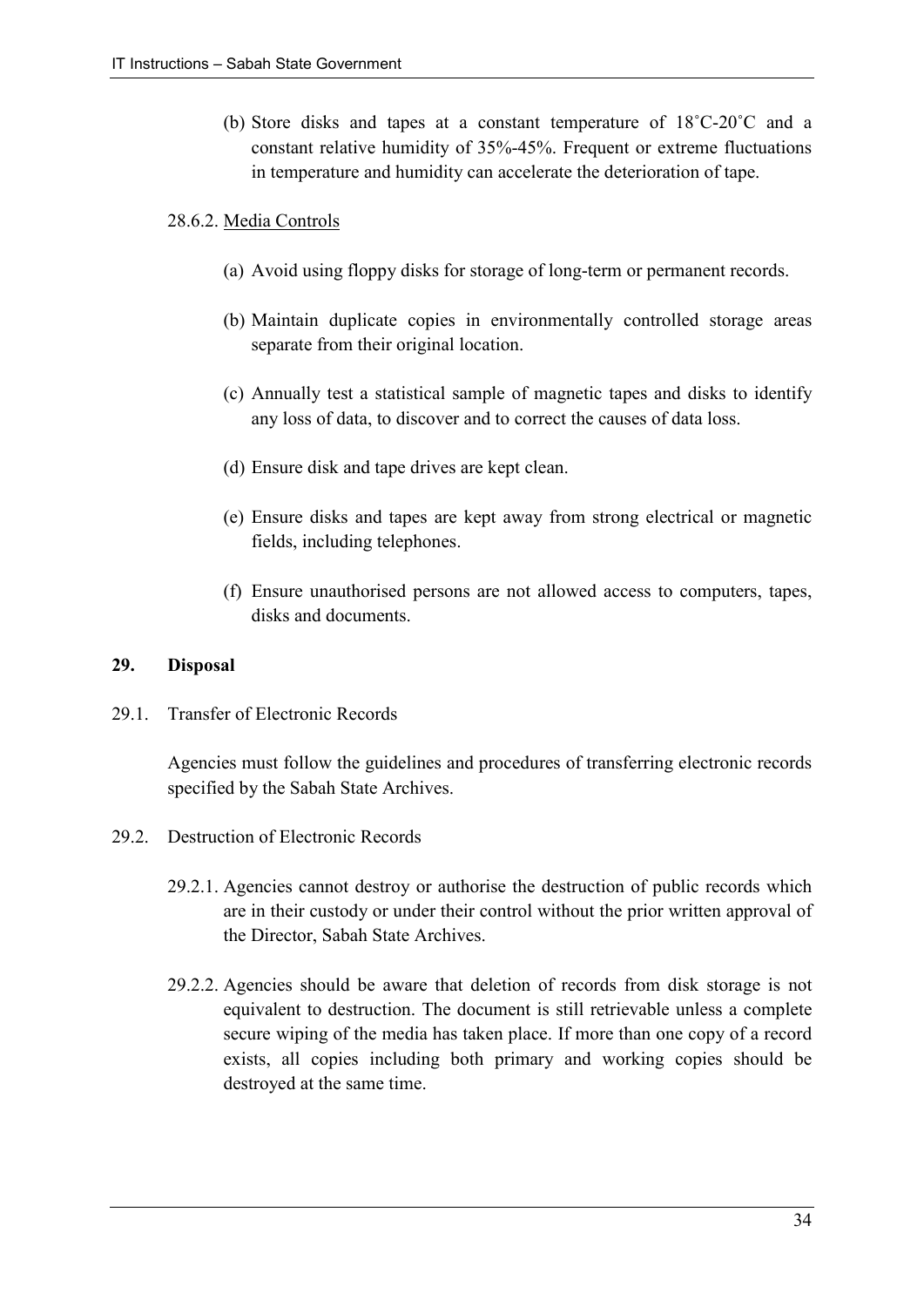(b) Store disks and tapes at a constant temperature of 18˚C-20˚C and a constant relative humidity of 35%-45%. Frequent or extreme fluctuations in temperature and humidity can accelerate the deterioration of tape.

28.6.2. Media Controls

(a) Avoid using floppy disks for storage of long-term or permanent records.

(b) Maintain duplicate copies in environmentally controlled storage areas separate from their original location.

(c) Annually test a statistical sample of magnetic tapes and disks to identify any loss of data, to discover and to correct the causes of data loss.

(d) Ensure disk and tape drives are kept clean.

(e) Ensure disks and tapes are kept away from strong electrical or magnetic fields, including telephones.

(f) Ensure unauthorised persons are not allowed access to computers, tapes, disks and documents.

## 29. Disposal

29.1. Transfer of Electronic Records

Agencies must follow the guidelines and procedures of transferring electronic records specified by the Sabah State Archives.

29.2. Destruction of Electronic Records

29.2.1. Agencies cannot destroy or authorise the destruction of public records which are in their custody or under their control without the prior written approval of the Director, Sabah State Archives.

29.2.2. Agencies should be aware that deletion of records from disk storage is not equivalent to destruction. The document is still retrievable unless a complete secure wiping of the media has taken place. If more than one copy of a record exists, all copies including both primary and working copies should be destroyed at the same time.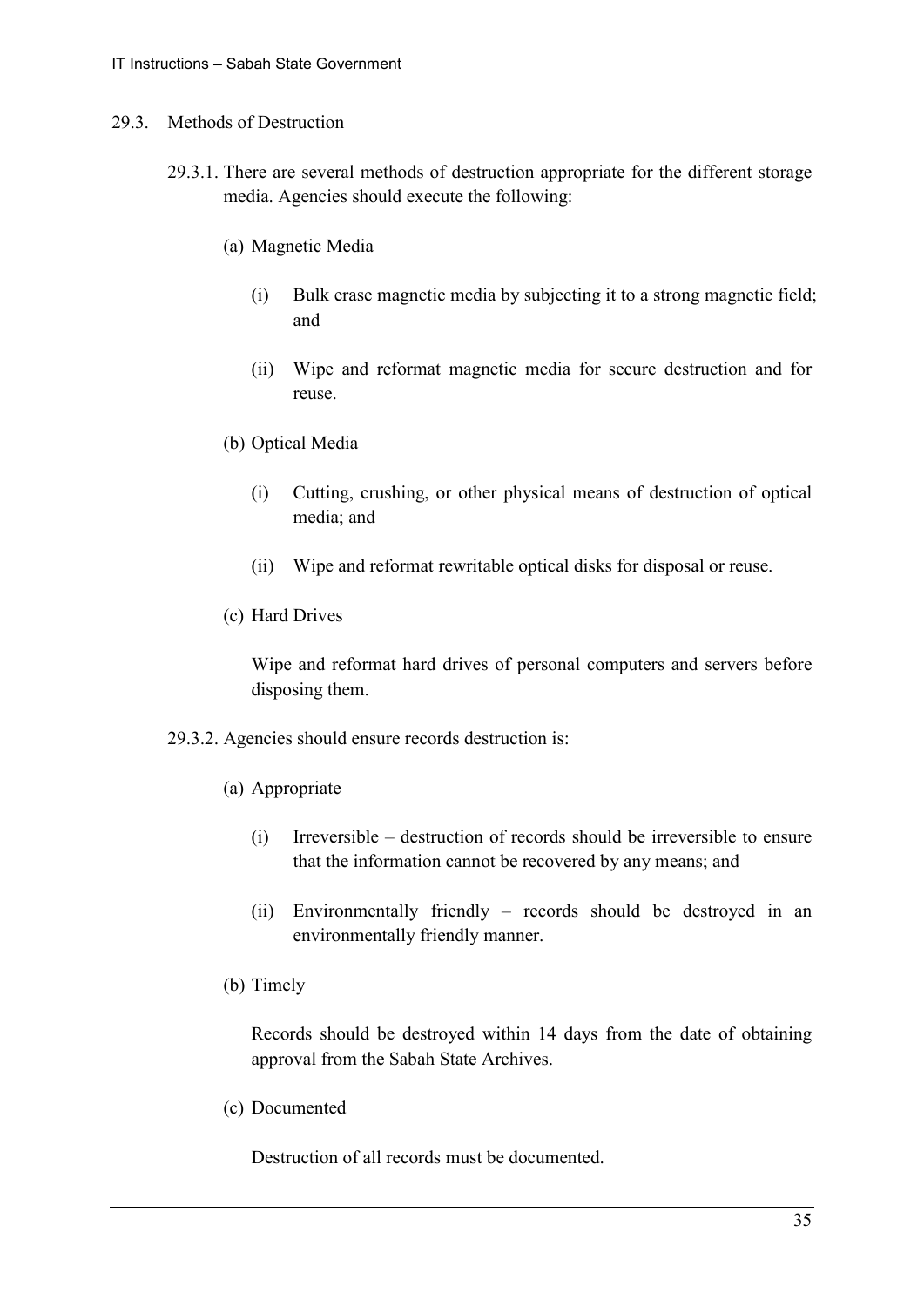## 29.3. Methods of Destruction

29.3.1. There are several methods of destruction appropriate for the different storage media. Agencies should execute the following:

(a) Magnetic Media

(i) Bulk erase magnetic media by subjecting it to a strong magnetic field; and

(ii) Wipe and reformat magnetic media for secure destruction and for reuse.

(b) Optical Media

(i) Cutting, crushing, or other physical means of destruction of optical media; and

(ii) Wipe and reformat rewritable optical disks for disposal or reuse.

(c) Hard Drives

Wipe and reformat hard drives of personal computers and servers before disposing them.

29.3.2. Agencies should ensure records destruction is:

(a) Appropriate

(i) Irreversible – destruction of records should be irreversible to ensure that the information cannot be recovered by any means; and

(ii) Environmentally friendly – records should be destroyed in an environmentally friendly manner.

(b) Timely

Records should be destroyed within 14 days from the date of obtaining approval from the Sabah State Archives.

(c) Documented

Destruction of all records must be documented.